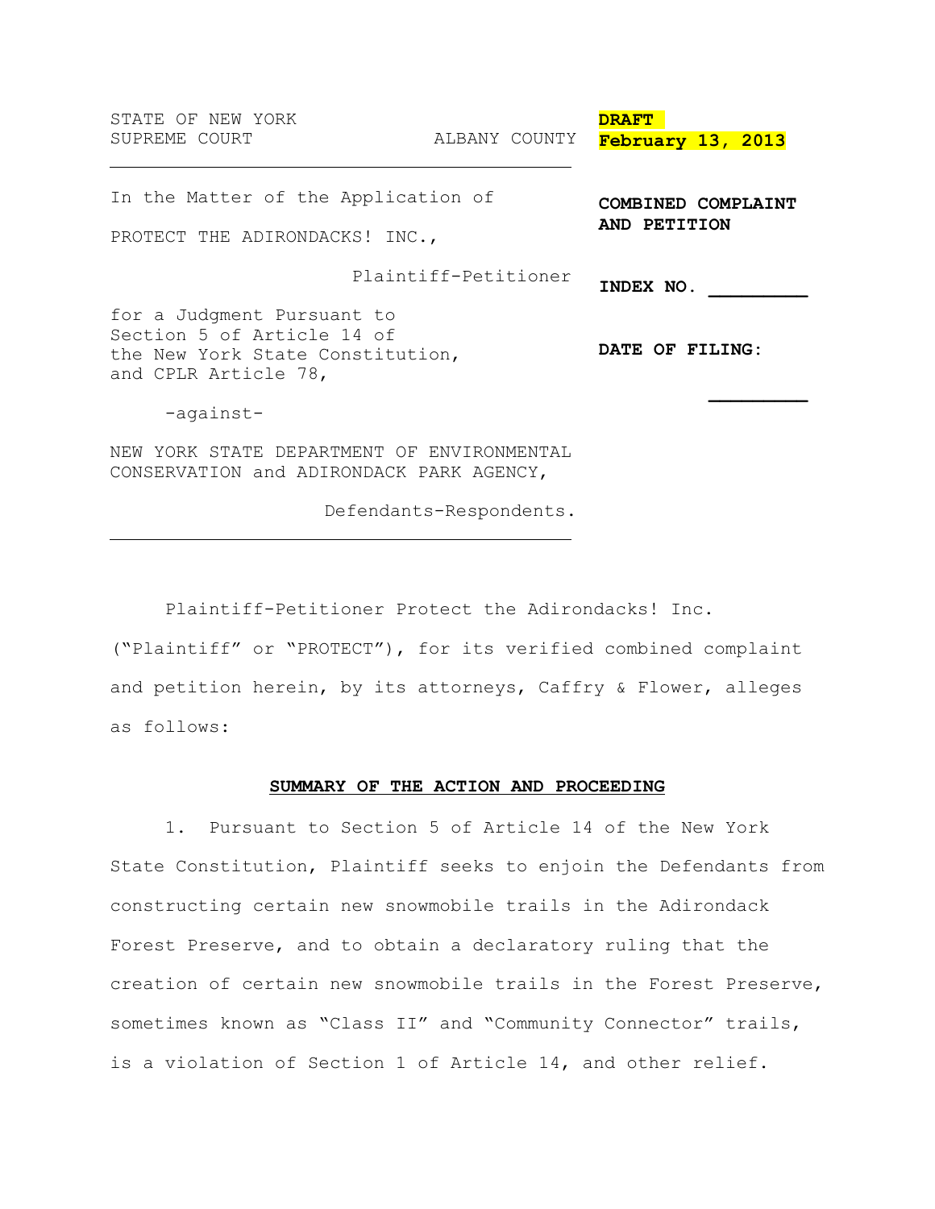STATE OF NEW YORK
SUPREME COURT ALBANY COUNTY

**DRAFT**
**February 13, 2013**

In the Matter of the Application of

PROTECT THE ADIRONDACKS! INC.,

Plaintiff-Petitioner

for a Judgment Pursuant to Section 5 of Article 14 of the New York State Constitution, and CPLR Article 78,

-against-

NEW YORK STATE DEPARTMENT OF ENVIRONMENTAL CONSERVATION and ADIRONDACK PARK AGENCY,

Defendants-Respondents.

**COMBINED COMPLAINT AND PETITION**

**INDEX NO. _________**

**DATE OF FILING: _________**

Plaintiff-Petitioner Protect the Adirondacks! Inc. ("Plaintiff" or "PROTECT"), for its verified combined complaint and petition herein, by its attorneys, Caffry & Flower, alleges as follows:

**SUMMARY OF THE ACTION AND PROCEEDING**

1. Pursuant to Section 5 of Article 14 of the New York State Constitution, Plaintiff seeks to enjoin the Defendants from constructing certain new snowmobile trails in the Adirondack Forest Preserve, and to obtain a declaratory ruling that the creation of certain new snowmobile trails in the Forest Preserve, sometimes known as "Class II" and "Community Connector" trails, is a violation of Section 1 of Article 14, and other relief.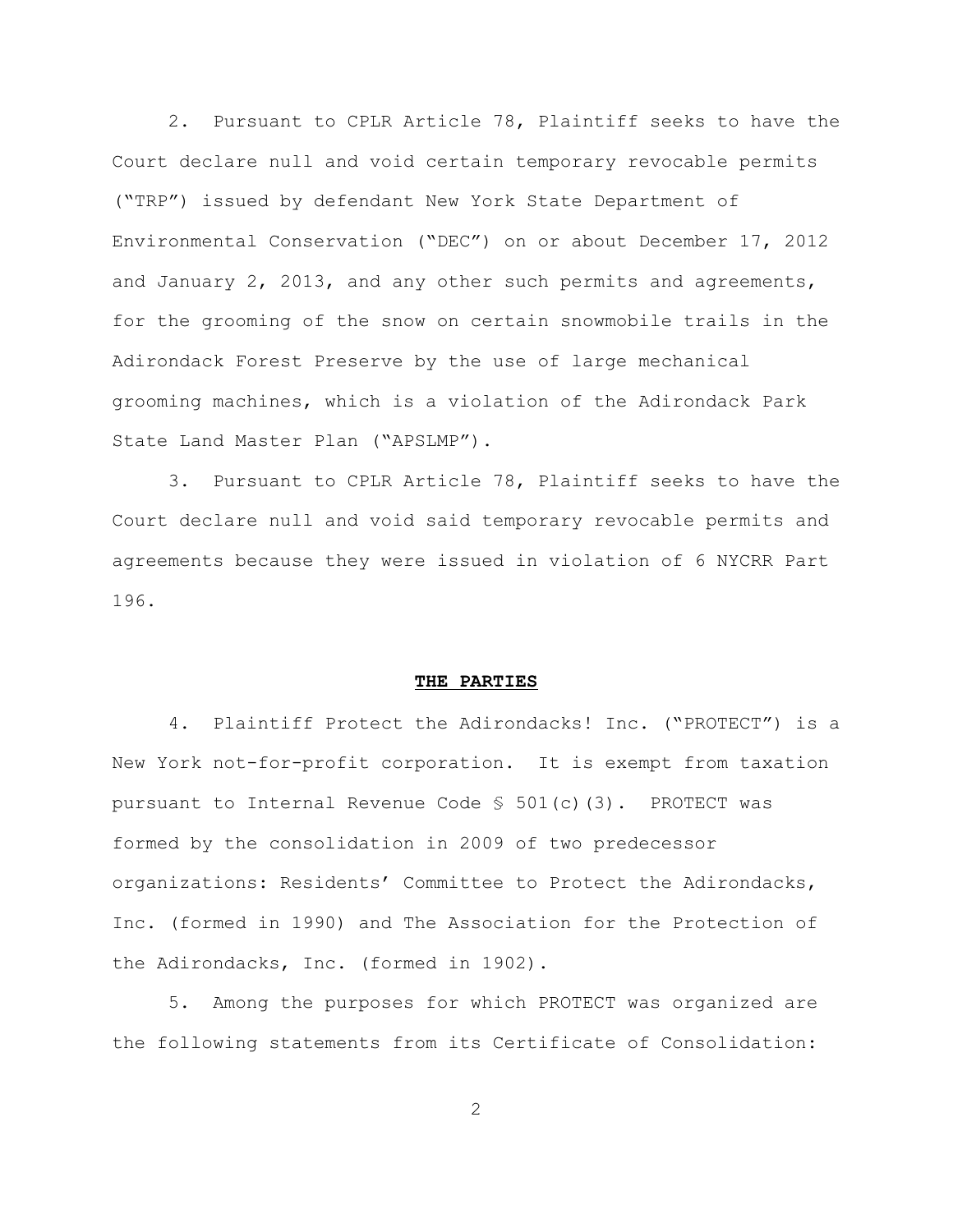2. Pursuant to CPLR Article 78, Plaintiff seeks to have the Court declare null and void certain temporary revocable permits ("TRP") issued by defendant New York State Department of Environmental Conservation ("DEC") on or about December 17, 2012 and January 2, 2013, and any other such permits and agreements, for the grooming of the snow on certain snowmobile trails in the Adirondack Forest Preserve by the use of large mechanical grooming machines, which is a violation of the Adirondack Park State Land Master Plan ("APSLMP").

3. Pursuant to CPLR Article 78, Plaintiff seeks to have the Court declare null and void said temporary revocable permits and agreements because they were issued in violation of 6 NYCRR Part 196.

## THE PARTIES

4. Plaintiff Protect the Adirondacks! Inc. ("PROTECT") is a New York not-for-profit corporation. It is exempt from taxation pursuant to Internal Revenue Code § 501(c)(3). PROTECT was formed by the consolidation in 2009 of two predecessor organizations: Residents' Committee to Protect the Adirondacks, Inc. (formed in 1990) and The Association for the Protection of the Adirondacks, Inc. (formed in 1902).

5. Among the purposes for which PROTECT was organized are the following statements from its Certificate of Consolidation: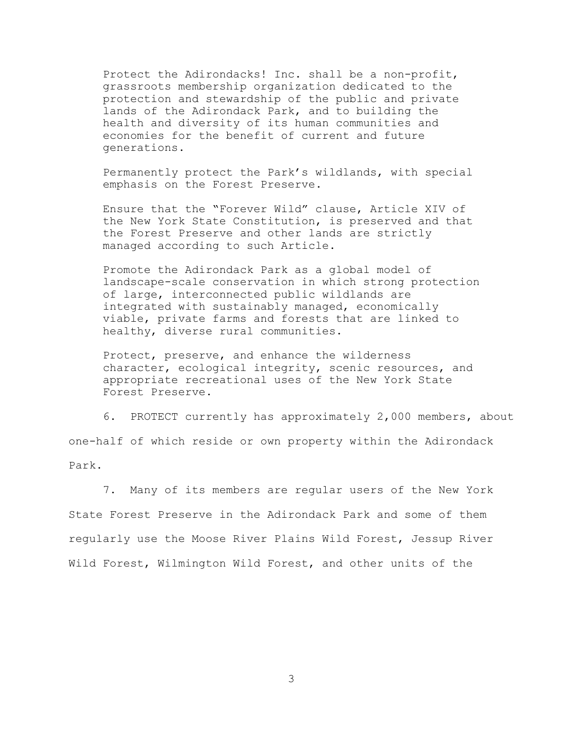> Protect the Adirondacks! Inc. shall be a non-profit, grassroots membership organization dedicated to the protection and stewardship of the public and private lands of the Adirondack Park, and to building the health and diversity of its human communities and economies for the benefit of current and future generations.
>
> Permanently protect the Park's wildlands, with special emphasis on the Forest Preserve.
>
> Ensure that the "Forever Wild" clause, Article XIV of the New York State Constitution, is preserved and that the Forest Preserve and other lands are strictly managed according to such Article.
>
> Promote the Adirondack Park as a global model of landscape-scale conservation in which strong protection of large, interconnected public wildlands are integrated with sustainably managed, economically viable, private farms and forests that are linked to healthy, diverse rural communities.
>
> Protect, preserve, and enhance the wilderness character, ecological integrity, scenic resources, and appropriate recreational uses of the New York State Forest Preserve.

6. PROTECT currently has approximately 2,000 members, about one-half of which reside or own property within the Adirondack Park.

7. Many of its members are regular users of the New York State Forest Preserve in the Adirondack Park and some of them regularly use the Moose River Plains Wild Forest, Jessup River Wild Forest, Wilmington Wild Forest, and other units of the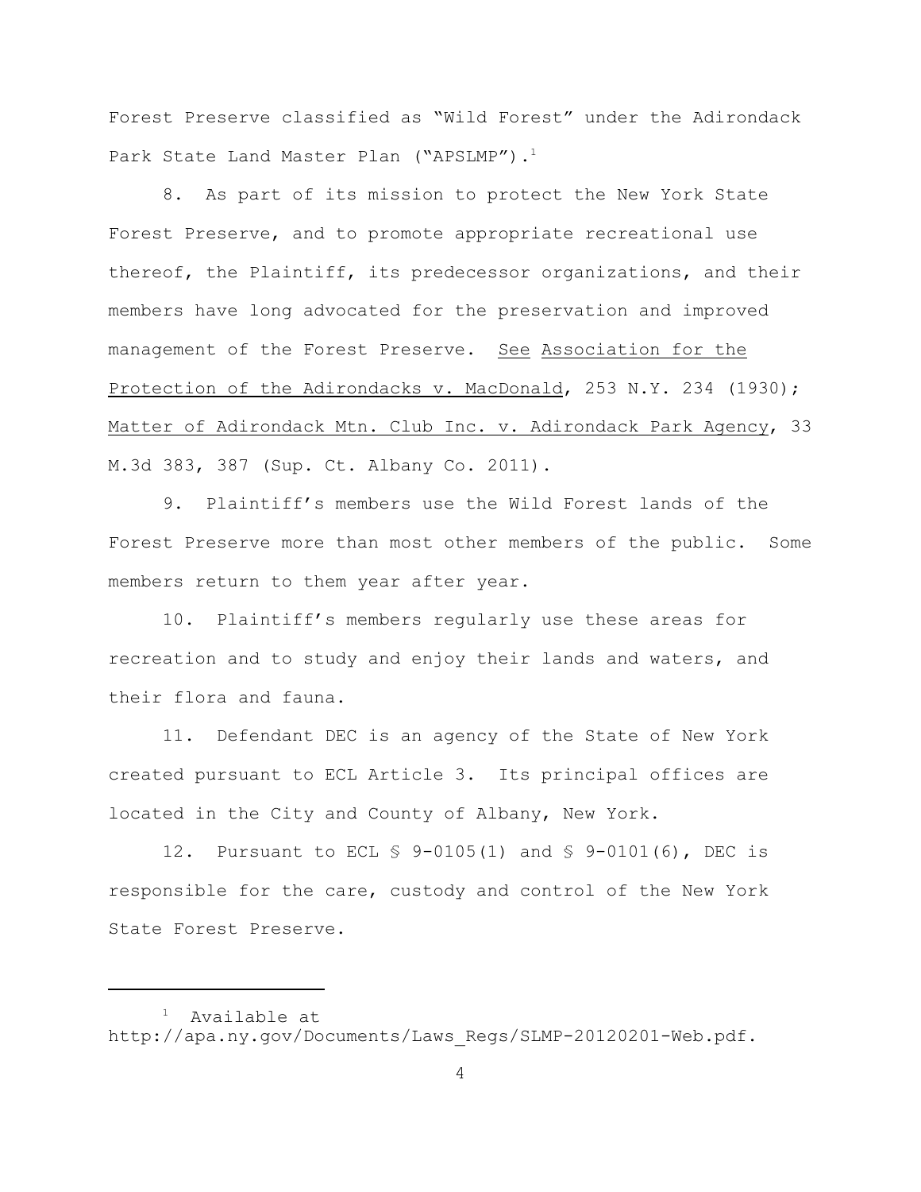Forest Preserve classified as "Wild Forest" under the Adirondack Park State Land Master Plan ("APSLMP").[1]

8. As part of its mission to protect the New York State Forest Preserve, and to promote appropriate recreational use thereof, the Plaintiff, its predecessor organizations, and their members have long advocated for the preservation and improved management of the Forest Preserve. See Association for the Protection of the Adirondacks v. MacDonald, 253 N.Y. 234 (1930); Matter of Adirondack Mtn. Club Inc. v. Adirondack Park Agency, 33 M.3d 383, 387 (Sup. Ct. Albany Co. 2011).

9. Plaintiff's members use the Wild Forest lands of the Forest Preserve more than most other members of the public. Some members return to them year after year.

10. Plaintiff's members regularly use these areas for recreation and to study and enjoy their lands and waters, and their flora and fauna.

11. Defendant DEC is an agency of the State of New York created pursuant to ECL Article 3. Its principal offices are located in the City and County of Albany, New York.

12. Pursuant to ECL § 9-0105(1) and § 9-0101(6), DEC is responsible for the care, custody and control of the New York State Forest Preserve.

---

[1] Available at http://apa.ny.gov/Documents/Laws_Regs/SLMP-20120201-Web.pdf.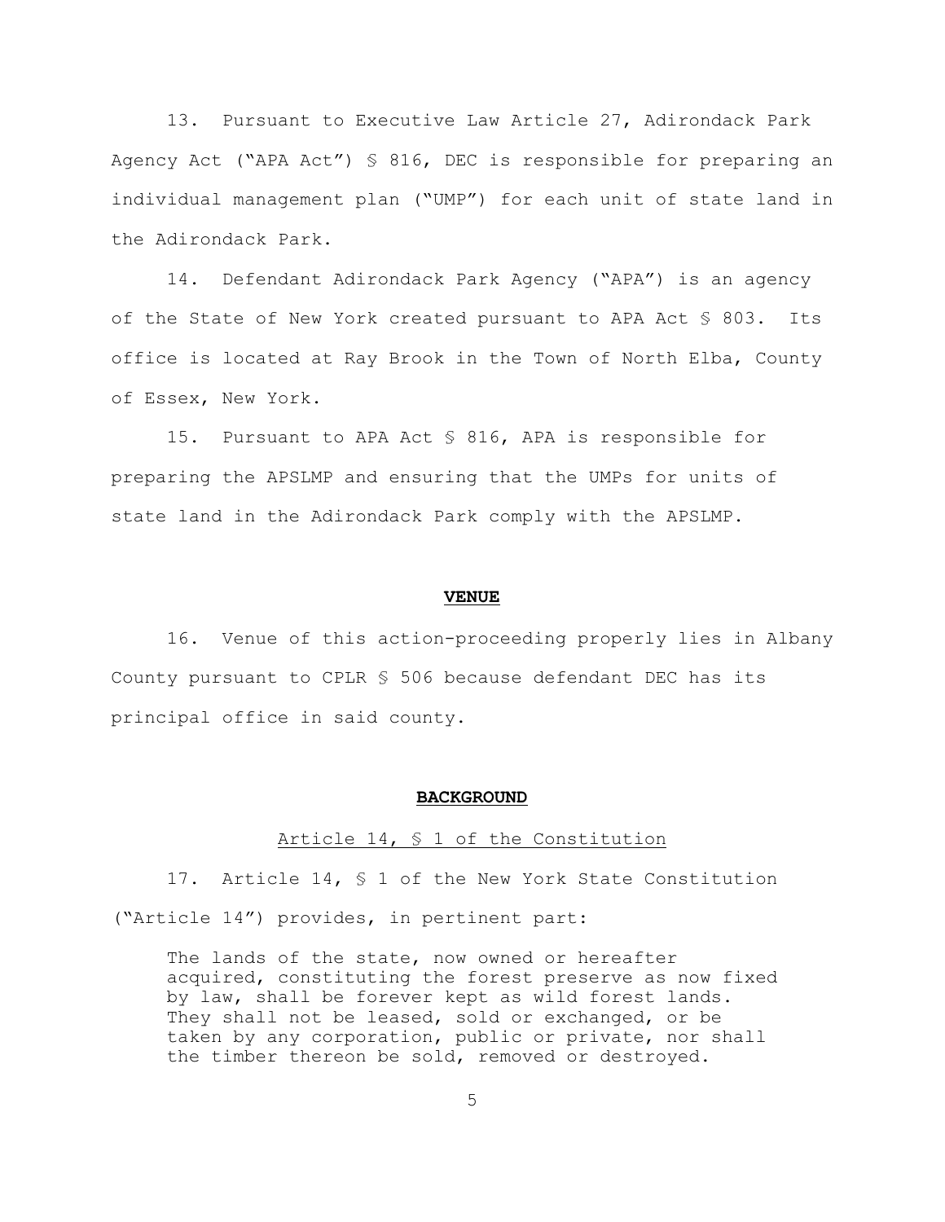13. Pursuant to Executive Law Article 27, Adirondack Park Agency Act ("APA Act") § 816, DEC is responsible for preparing an individual management plan ("UMP") for each unit of state land in the Adirondack Park.

14. Defendant Adirondack Park Agency ("APA") is an agency of the State of New York created pursuant to APA Act § 803. Its office is located at Ray Brook in the Town of North Elba, County of Essex, New York.

15. Pursuant to APA Act § 816, APA is responsible for preparing the APSLMP and ensuring that the UMPs for units of state land in the Adirondack Park comply with the APSLMP.

## VENUE

16. Venue of this action-proceeding properly lies in Albany County pursuant to CPLR § 506 because defendant DEC has its principal office in said county.

## BACKGROUND

### Article 14, § 1 of the Constitution

17. Article 14, § 1 of the New York State Constitution ("Article 14") provides, in pertinent part:

> The lands of the state, now owned or hereafter acquired, constituting the forest preserve as now fixed by law, shall be forever kept as wild forest lands. They shall not be leased, sold or exchanged, or be taken by any corporation, public or private, nor shall the timber thereon be sold, removed or destroyed.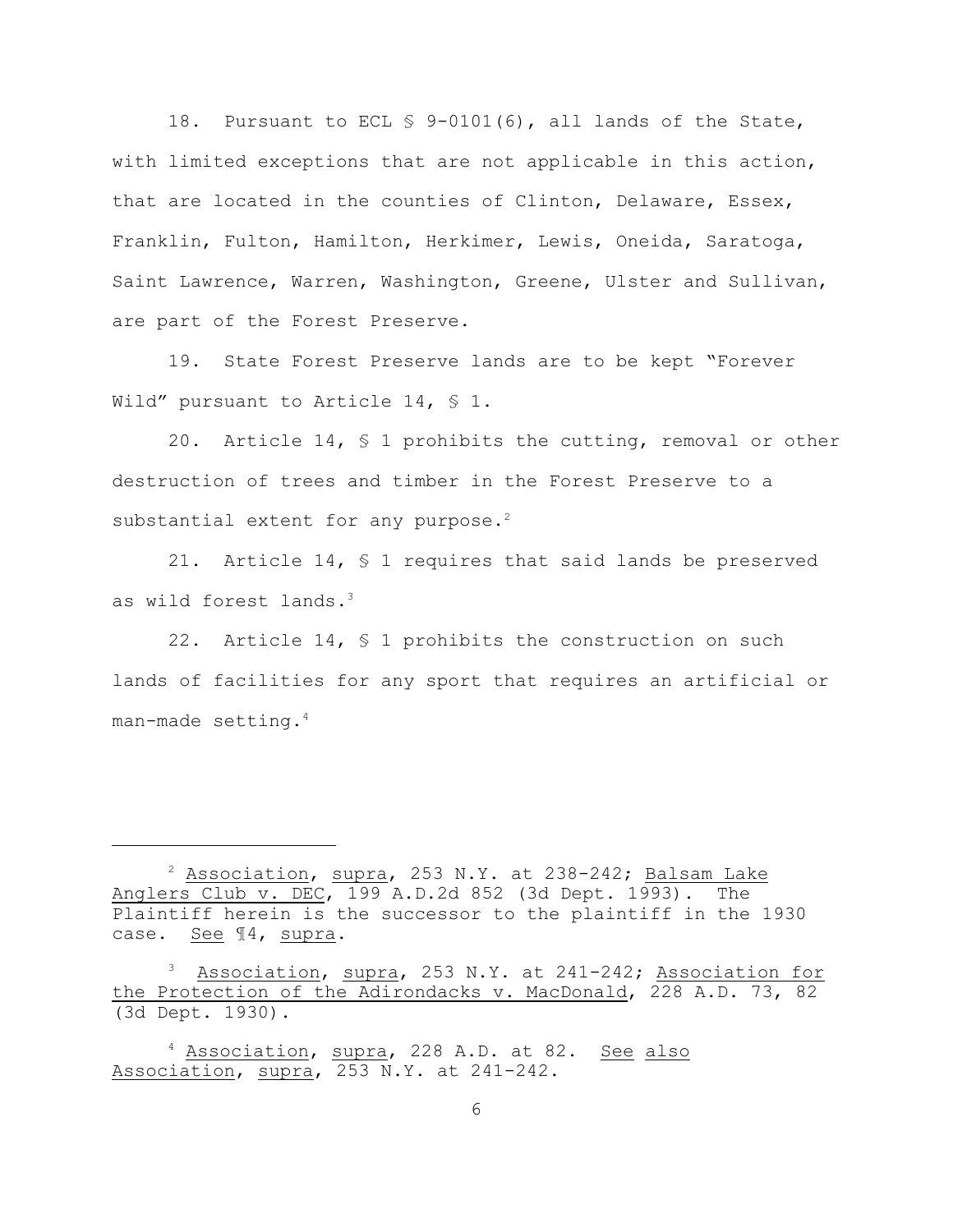18. Pursuant to ECL § 9-0101(6), all lands of the State, with limited exceptions that are not applicable in this action, that are located in the counties of Clinton, Delaware, Essex, Franklin, Fulton, Hamilton, Herkimer, Lewis, Oneida, Saratoga, Saint Lawrence, Warren, Washington, Greene, Ulster and Sullivan, are part of the Forest Preserve.

19. State Forest Preserve lands are to be kept "Forever Wild" pursuant to Article 14, § 1.

20. Article 14, § 1 prohibits the cutting, removal or other destruction of trees and timber in the Forest Preserve to a substantial extent for any purpose.[2]

21. Article 14, § 1 requires that said lands be preserved as wild forest lands.[3]

22. Article 14, § 1 prohibits the construction on such lands of facilities for any sport that requires an artificial or man-made setting.[4]

---

[2] Association, supra, 253 N.Y. at 238-242; Balsam Lake Anglers Club v. DEC, 199 A.D.2d 852 (3d Dept. 1993). The Plaintiff herein is the successor to the plaintiff in the 1930 case. See ¶4, supra.

[3] Association, supra, 253 N.Y. at 241-242; Association for the Protection of the Adirondacks v. MacDonald, 228 A.D. 73, 82 (3d Dept. 1930).

[4] Association, supra, 228 A.D. at 82. See also Association, supra, 253 N.Y. at 241-242.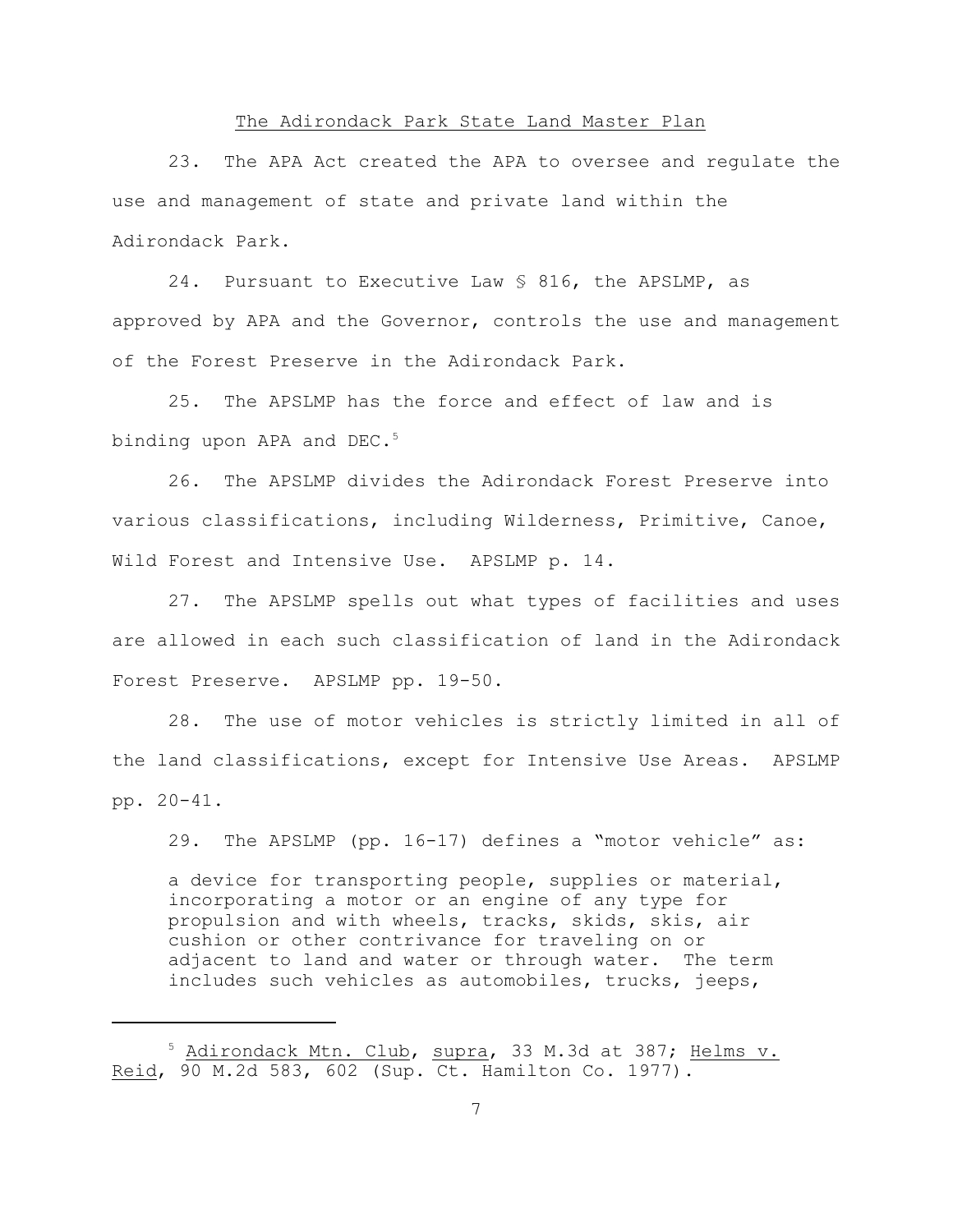## The Adirondack Park State Land Master Plan

23. The APA Act created the APA to oversee and regulate the use and management of state and private land within the Adirondack Park.

24. Pursuant to Executive Law § 816, the APSLMP, as approved by APA and the Governor, controls the use and management of the Forest Preserve in the Adirondack Park.

25. The APSLMP has the force and effect of law and is binding upon APA and DEC.[5]

26. The APSLMP divides the Adirondack Forest Preserve into various classifications, including Wilderness, Primitive, Canoe, Wild Forest and Intensive Use. APSLMP p. 14.

27. The APSLMP spells out what types of facilities and uses are allowed in each such classification of land in the Adirondack Forest Preserve. APSLMP pp. 19-50.

28. The use of motor vehicles is strictly limited in all of the land classifications, except for Intensive Use Areas. APSLMP pp. 20-41.

29. The APSLMP (pp. 16-17) defines a "motor vehicle" as:

> a device for transporting people, supplies or material, incorporating a motor or an engine of any type for propulsion and with wheels, tracks, skids, skis, air cushion or other contrivance for traveling on or adjacent to land and water or through water. The term includes such vehicles as automobiles, trucks, jeeps,

---

[5] Adirondack Mtn. Club, supra, 33 M.3d at 387; Helms v. Reid, 90 M.2d 583, 602 (Sup. Ct. Hamilton Co. 1977).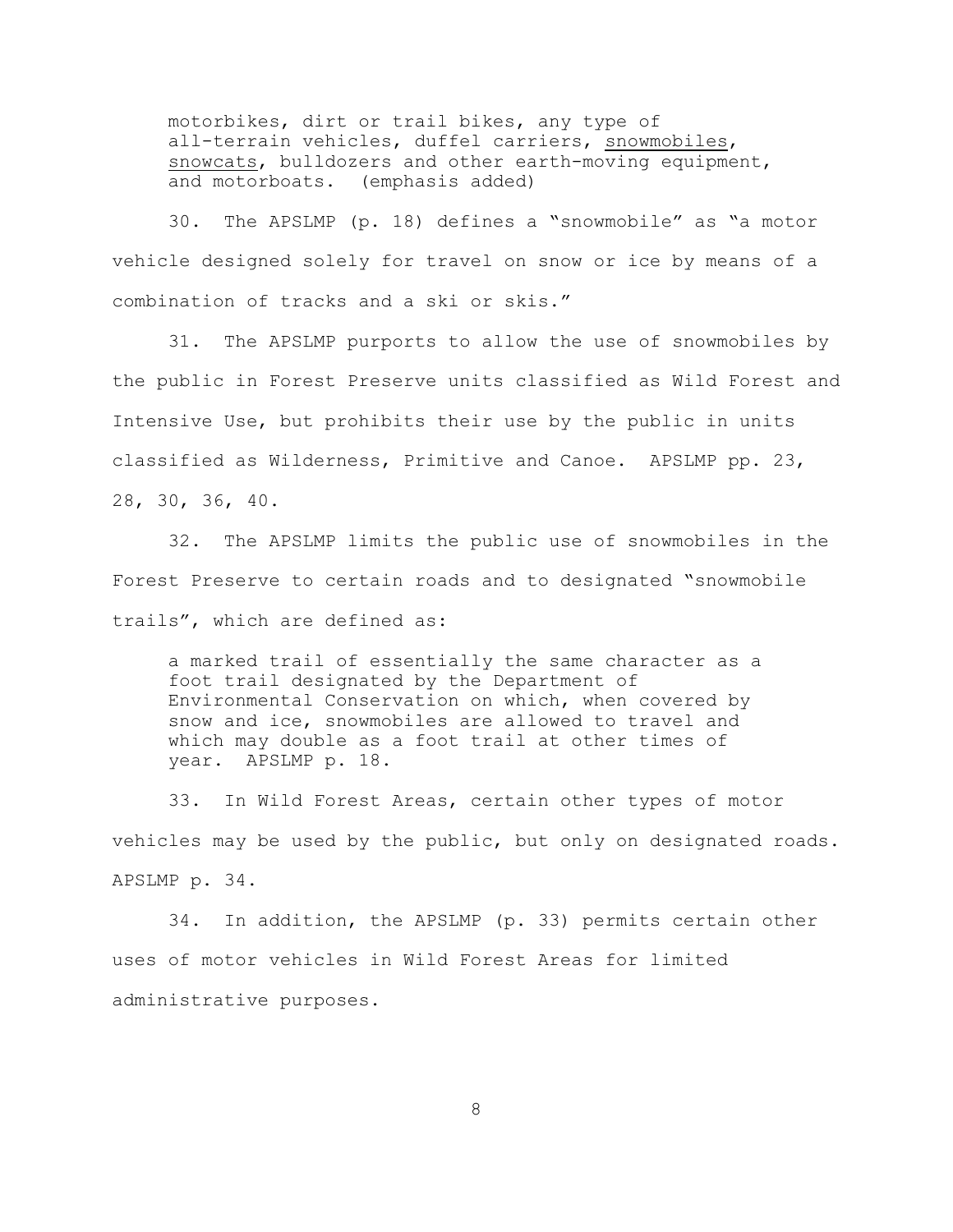> motorbikes, dirt or trail bikes, any type of all-terrain vehicles, duffel carriers, <u>snowmobiles</u>, <u>snowcats</u>, bulldozers and other earth-moving equipment, and motorboats. (emphasis added)

30. The APSLMP (p. 18) defines a "snowmobile" as "a motor vehicle designed solely for travel on snow or ice by means of a combination of tracks and a ski or skis."

31. The APSLMP purports to allow the use of snowmobiles by the public in Forest Preserve units classified as Wild Forest and Intensive Use, but prohibits their use by the public in units classified as Wilderness, Primitive and Canoe. APSLMP pp. 23, 28, 30, 36, 40.

32. The APSLMP limits the public use of snowmobiles in the Forest Preserve to certain roads and to designated "snowmobile trails", which are defined as:

> a marked trail of essentially the same character as a foot trail designated by the Department of Environmental Conservation on which, when covered by snow and ice, snowmobiles are allowed to travel and which may double as a foot trail at other times of year. APSLMP p. 18.

33. In Wild Forest Areas, certain other types of motor vehicles may be used by the public, but only on designated roads. APSLMP p. 34.

34. In addition, the APSLMP (p. 33) permits certain other uses of motor vehicles in Wild Forest Areas for limited administrative purposes.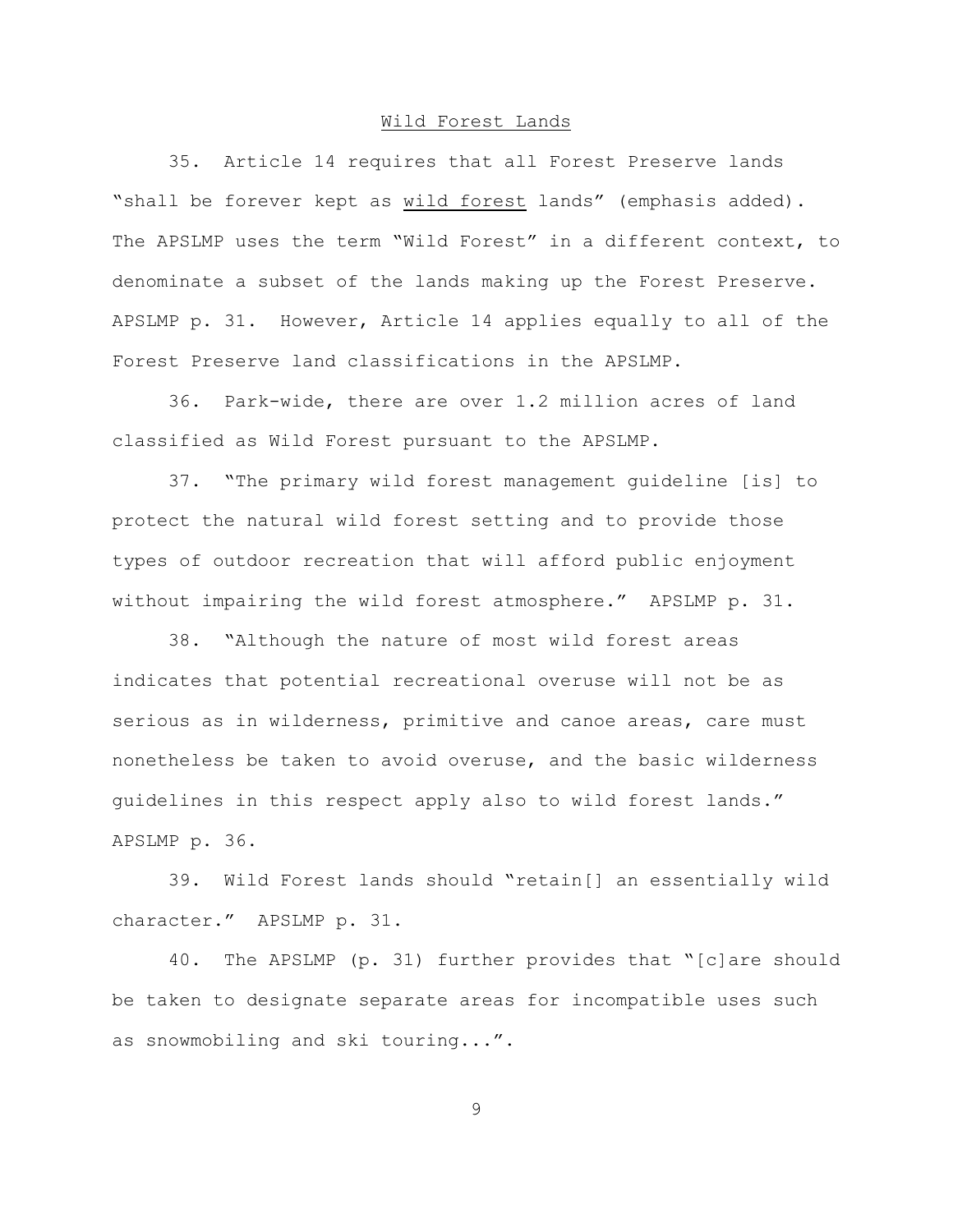## Wild Forest Lands

35. Article 14 requires that all Forest Preserve lands "shall be forever kept as <u>wild forest</u> lands" (emphasis added). The APSLMP uses the term "Wild Forest" in a different context, to denominate a subset of the lands making up the Forest Preserve. APSLMP p. 31. However, Article 14 applies equally to all of the Forest Preserve land classifications in the APSLMP.

36. Park-wide, there are over 1.2 million acres of land classified as Wild Forest pursuant to the APSLMP.

37. "The primary wild forest management guideline [is] to protect the natural wild forest setting and to provide those types of outdoor recreation that will afford public enjoyment without impairing the wild forest atmosphere." APSLMP p. 31.

38. "Although the nature of most wild forest areas indicates that potential recreational overuse will not be as serious as in wilderness, primitive and canoe areas, care must nonetheless be taken to avoid overuse, and the basic wilderness guidelines in this respect apply also to wild forest lands." APSLMP p. 36.

39. Wild Forest lands should "retain[] an essentially wild character." APSLMP p. 31.

40. The APSLMP (p. 31) further provides that "[c]are should be taken to designate separate areas for incompatible uses such as snowmobiling and ski touring...".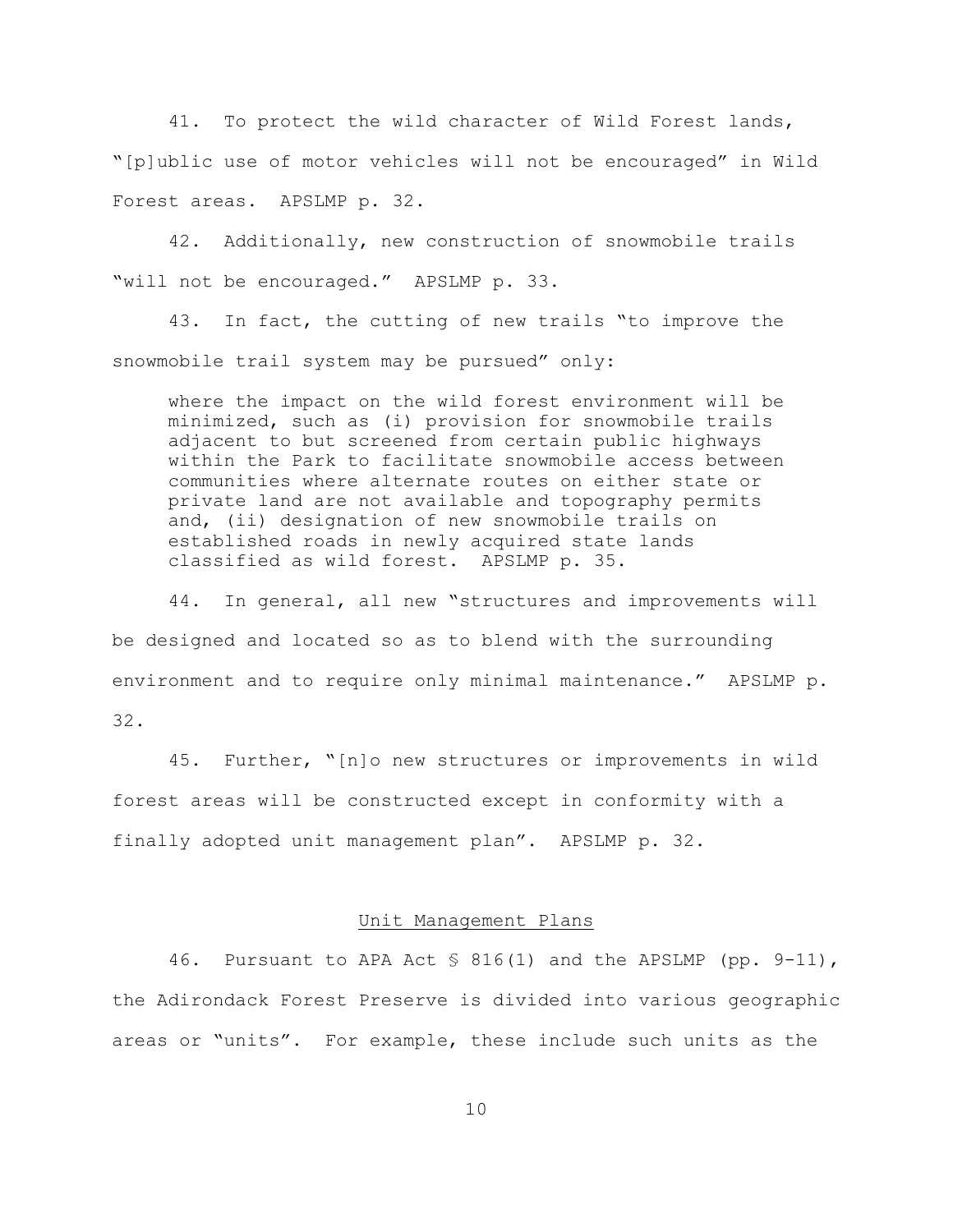41. To protect the wild character of Wild Forest lands, "[p]ublic use of motor vehicles will not be encouraged" in Wild Forest areas. APSLMP p. 32.

42. Additionally, new construction of snowmobile trails "will not be encouraged." APSLMP p. 33.

43. In fact, the cutting of new trails "to improve the snowmobile trail system may be pursued" only:

> where the impact on the wild forest environment will be minimized, such as (i) provision for snowmobile trails adjacent to but screened from certain public highways within the Park to facilitate snowmobile access between communities where alternate routes on either state or private land are not available and topography permits and, (ii) designation of new snowmobile trails on established roads in newly acquired state lands classified as wild forest. APSLMP p. 35.

44. In general, all new "structures and improvements will be designed and located so as to blend with the surrounding environment and to require only minimal maintenance." APSLMP p. 32.

45. Further, "[n]o new structures or improvements in wild forest areas will be constructed except in conformity with a finally adopted unit management plan". APSLMP p. 32.

## Unit Management Plans

46. Pursuant to APA Act § 816(1) and the APSLMP (pp. 9-11), the Adirondack Forest Preserve is divided into various geographic areas or "units". For example, these include such units as the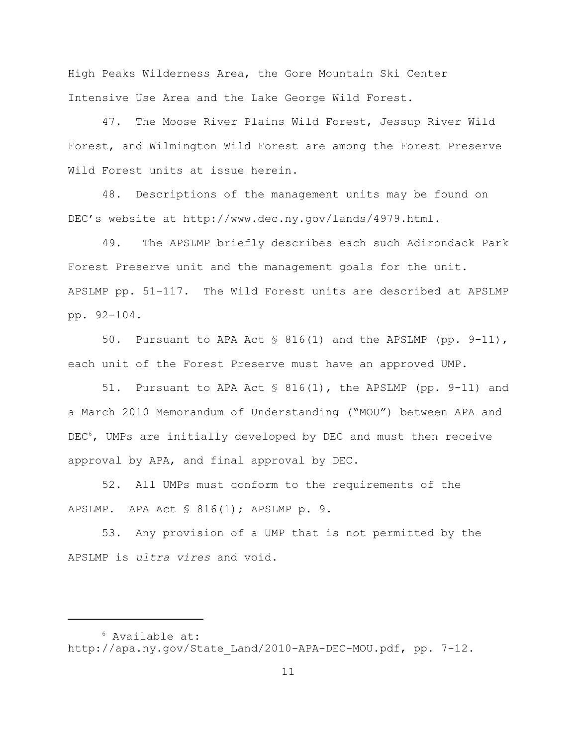High Peaks Wilderness Area, the Gore Mountain Ski Center Intensive Use Area and the Lake George Wild Forest.

47. The Moose River Plains Wild Forest, Jessup River Wild Forest, and Wilmington Wild Forest are among the Forest Preserve Wild Forest units at issue herein.

48. Descriptions of the management units may be found on DEC's website at http://www.dec.ny.gov/lands/4979.html.

49. The APSLMP briefly describes each such Adirondack Park Forest Preserve unit and the management goals for the unit. APSLMP pp. 51-117. The Wild Forest units are described at APSLMP pp. 92-104.

50. Pursuant to APA Act § 816(1) and the APSLMP (pp. 9-11), each unit of the Forest Preserve must have an approved UMP.

51. Pursuant to APA Act § 816(1), the APSLMP (pp. 9-11) and a March 2010 Memorandum of Understanding ("MOU") between APA and DEC[6], UMPs are initially developed by DEC and must then receive approval by APA, and final approval by DEC.

52. All UMPs must conform to the requirements of the APSLMP. APA Act § 816(1); APSLMP p. 9.

53. Any provision of a UMP that is not permitted by the APSLMP is *ultra vires* and void.

---

[6] Available at: http://apa.ny.gov/State_Land/2010-APA-DEC-MOU.pdf, pp. 7-12.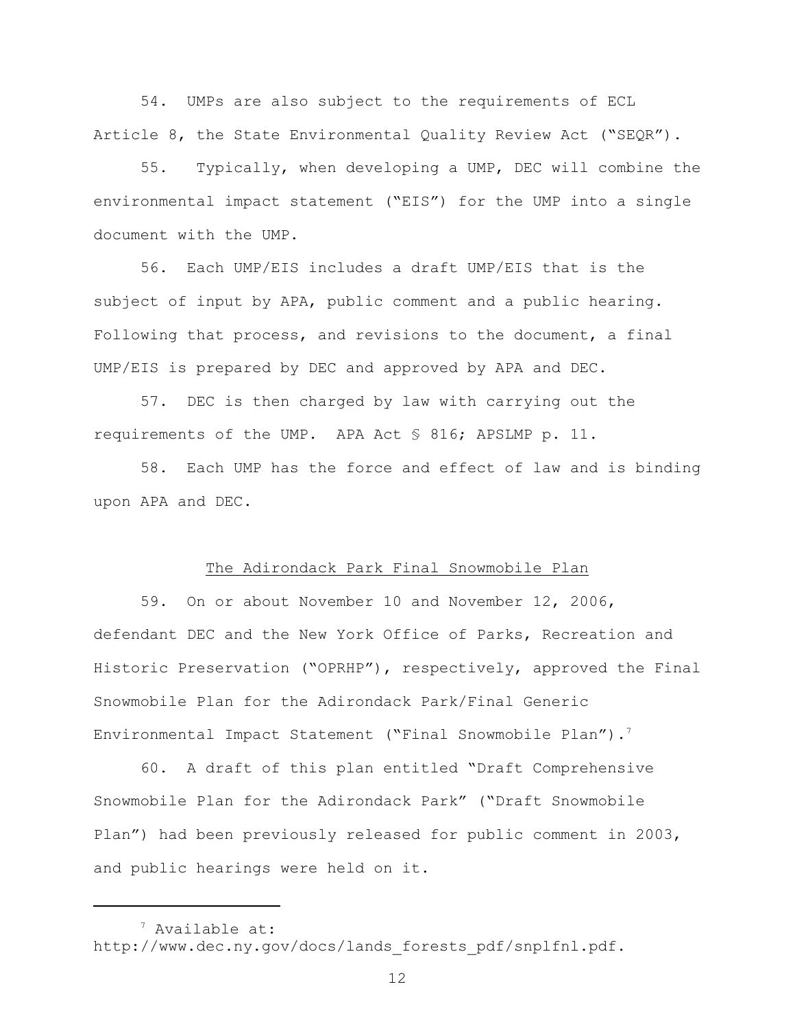54. UMPs are also subject to the requirements of ECL Article 8, the State Environmental Quality Review Act ("SEQR").

55. Typically, when developing a UMP, DEC will combine the environmental impact statement ("EIS") for the UMP into a single document with the UMP.

56. Each UMP/EIS includes a draft UMP/EIS that is the subject of input by APA, public comment and a public hearing. Following that process, and revisions to the document, a final UMP/EIS is prepared by DEC and approved by APA and DEC.

57. DEC is then charged by law with carrying out the requirements of the UMP. APA Act § 816; APSLMP p. 11.

58. Each UMP has the force and effect of law and is binding upon APA and DEC.

## The Adirondack Park Final Snowmobile Plan

59. On or about November 10 and November 12, 2006, defendant DEC and the New York Office of Parks, Recreation and Historic Preservation ("OPRHP"), respectively, approved the Final Snowmobile Plan for the Adirondack Park/Final Generic Environmental Impact Statement ("Final Snowmobile Plan").[7]

60. A draft of this plan entitled "Draft Comprehensive Snowmobile Plan for the Adirondack Park" ("Draft Snowmobile Plan") had been previously released for public comment in 2003, and public hearings were held on it.

---

[7] Available at: http://www.dec.ny.gov/docs/lands_forests_pdf/snplfnl.pdf.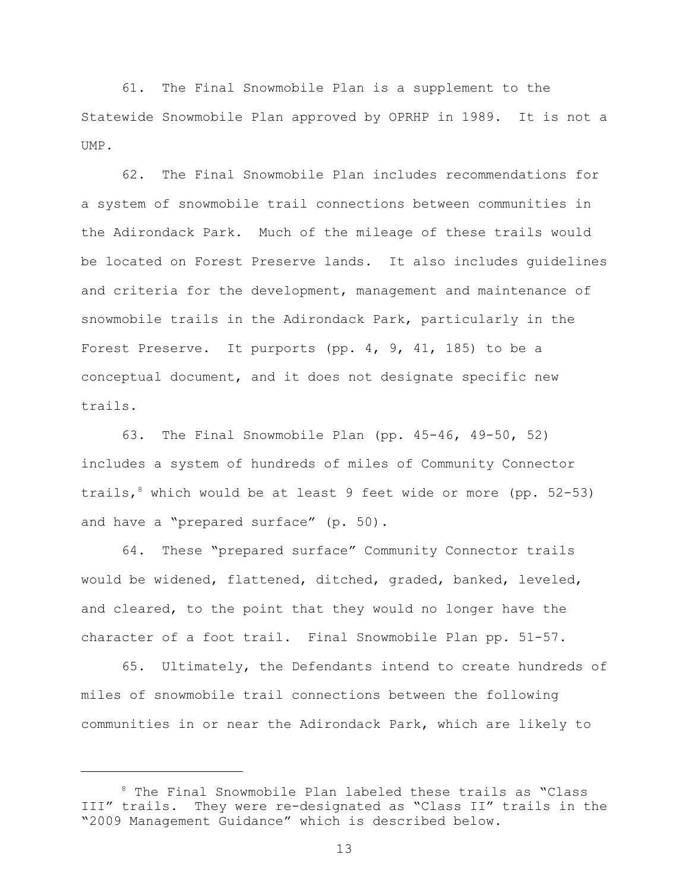61. The Final Snowmobile Plan is a supplement to the Statewide Snowmobile Plan approved by OPRHP in 1989. It is not a UMP.

62. The Final Snowmobile Plan includes recommendations for a system of snowmobile trail connections between communities in the Adirondack Park. Much of the mileage of these trails would be located on Forest Preserve lands. It also includes guidelines and criteria for the development, management and maintenance of snowmobile trails in the Adirondack Park, particularly in the Forest Preserve. It purports (pp. 4, 9, 41, 185) to be a conceptual document, and it does not designate specific new trails.

63. The Final Snowmobile Plan (pp. 45-46, 49-50, 52) includes a system of hundreds of miles of Community Connector trails,[8] which would be at least 9 feet wide or more (pp. 52-53) and have a "prepared surface" (p. 50).

64. These "prepared surface" Community Connector trails would be widened, flattened, ditched, graded, banked, leveled, and cleared, to the point that they would no longer have the character of a foot trail. Final Snowmobile Plan pp. 51-57.

65. Ultimately, the Defendants intend to create hundreds of miles of snowmobile trail connections between the following communities in or near the Adirondack Park, which are likely to

[8] The Final Snowmobile Plan labeled these trails as "Class III" trails. They were re-designated as "Class II" trails in the "2009 Management Guidance" which is described below.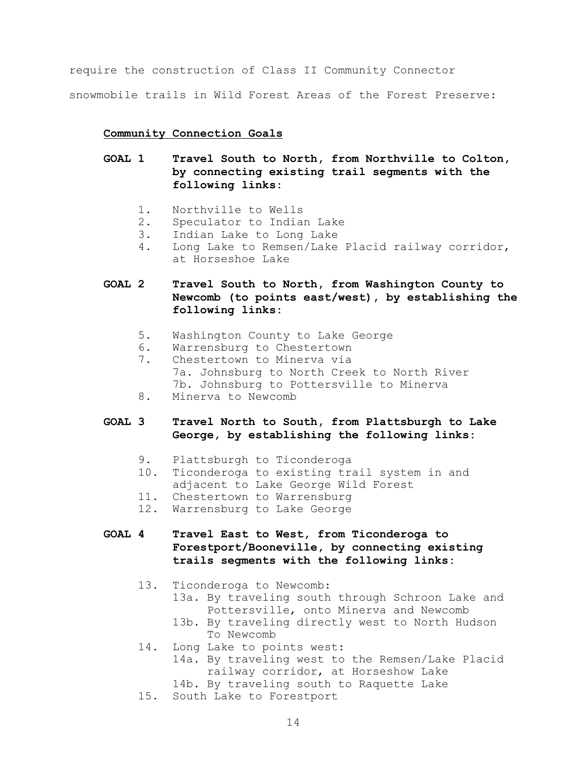require the construction of Class II Community Connector snowmobile trails in Wild Forest Areas of the Forest Preserve:

**Community Connection Goals**

**GOAL 1 Travel South to North, from Northville to Colton, by connecting existing trail segments with the following links:**

1. Northville to Wells
2. Speculator to Indian Lake
3. Indian Lake to Long Lake
4. Long Lake to Remsen/Lake Placid railway corridor, at Horseshoe Lake

**GOAL 2 Travel South to North, from Washington County to Newcomb (to points east/west), by establishing the following links:**

5. Washington County to Lake George
6. Warrensburg to Chestertown
7. Chestertown to Minerva via
   - 7a. Johnsburg to North Creek to North River
   - 7b. Johnsburg to Pottersville to Minerva
8. Minerva to Newcomb

**GOAL 3 Travel North to South, from Plattsburgh to Lake George, by establishing the following links:**

9. Plattsburgh to Ticonderoga
10. Ticonderoga to existing trail system in and adjacent to Lake George Wild Forest
11. Chestertown to Warrensburg
12. Warrensburg to Lake George

**GOAL 4 Travel East to West, from Ticonderoga to Forestport/Booneville, by connecting existing trails segments with the following links:**

13. Ticonderoga to Newcomb:
    - 13a. By traveling south through Schroon Lake and Pottersville, onto Minerva and Newcomb
    - 13b. By traveling directly west to North Hudson To Newcomb
14. Long Lake to points west:
    - 14a. By traveling west to the Remsen/Lake Placid railway corridor, at Horseshow Lake
    - 14b. By traveling south to Raquette Lake
15. South Lake to Forestport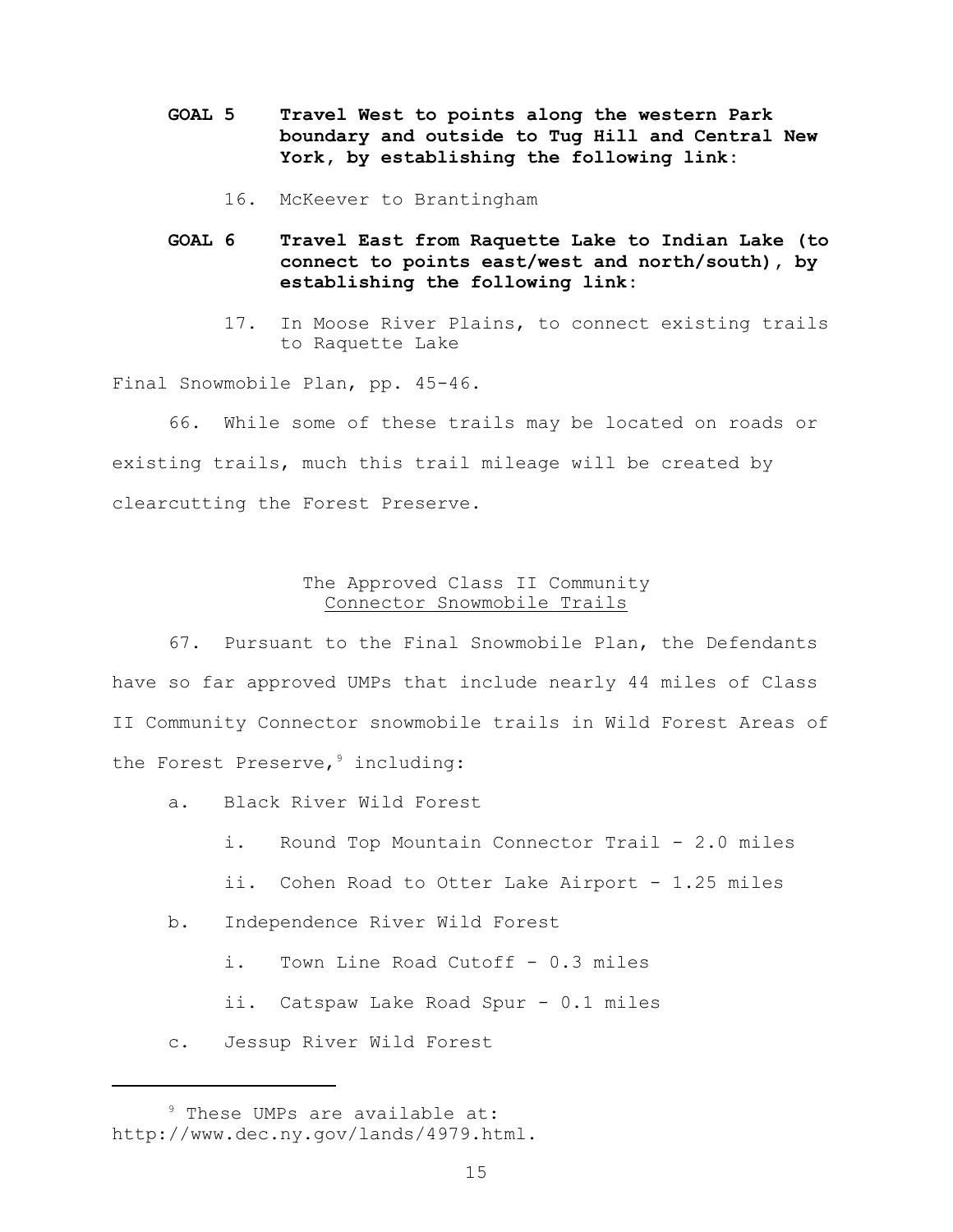**GOAL 5 Travel West to points along the western Park boundary and outside to Tug Hill and Central New York, by establishing the following link:**

16. McKeever to Brantingham

**GOAL 6 Travel East from Raquette Lake to Indian Lake (to connect to points east/west and north/south), by establishing the following link:**

17. In Moose River Plains, to connect existing trails to Raquette Lake

Final Snowmobile Plan, pp. 45-46.

66. While some of these trails may be located on roads or existing trails, much this trail mileage will be created by clearcutting the Forest Preserve.

The Approved Class II Community
Connector Snowmobile Trails

67. Pursuant to the Final Snowmobile Plan, the Defendants have so far approved UMPs that include nearly 44 miles of Class II Community Connector snowmobile trails in Wild Forest Areas of the Forest Preserve,[9] including:

a. Black River Wild Forest
   i. Round Top Mountain Connector Trail - 2.0 miles
   ii. Cohen Road to Otter Lake Airport - 1.25 miles
b. Independence River Wild Forest
   i. Town Line Road Cutoff - 0.3 miles
   ii. Catspaw Lake Road Spur - 0.1 miles
c. Jessup River Wild Forest

[9] These UMPs are available at: http://www.dec.ny.gov/lands/4979.html.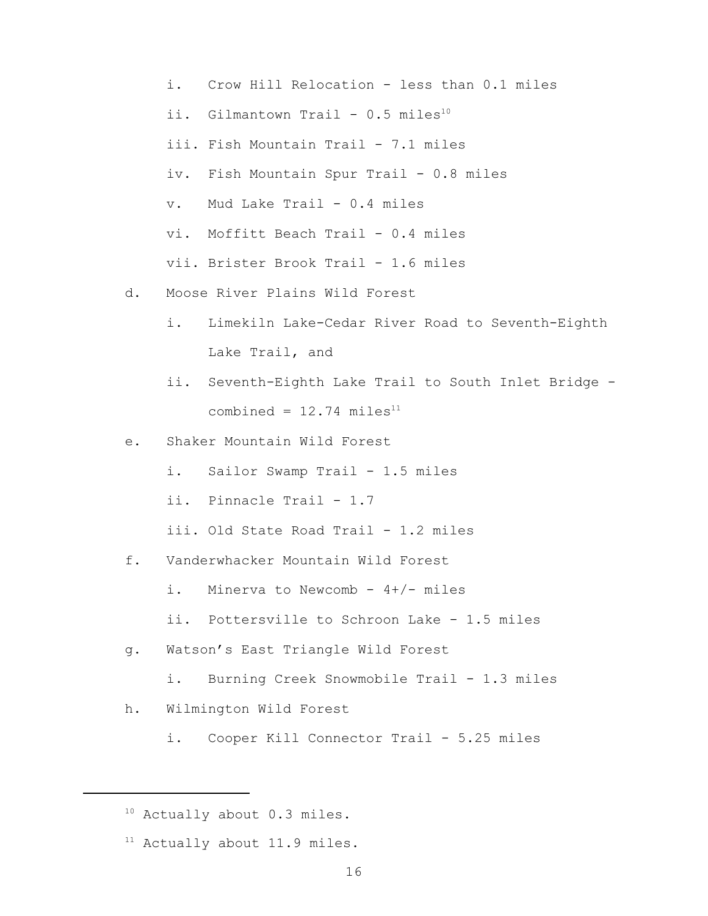i. Crow Hill Relocation - less than 0.1 miles
    ii. Gilmantown Trail - 0.5 miles[10]
    iii. Fish Mountain Trail - 7.1 miles
    iv. Fish Mountain Spur Trail - 0.8 miles
    v. Mud Lake Trail - 0.4 miles
    vi. Moffitt Beach Trail - 0.4 miles
    vii. Brister Brook Trail - 1.6 miles

d. Moose River Plains Wild Forest
    i. Limekiln Lake-Cedar River Road to Seventh-Eighth Lake Trail, and
    ii. Seventh-Eighth Lake Trail to South Inlet Bridge - combined = 12.74 miles[11]

e. Shaker Mountain Wild Forest
    i. Sailor Swamp Trail - 1.5 miles
    ii. Pinnacle Trail - 1.7
    iii. Old State Road Trail - 1.2 miles

f. Vanderwhacker Mountain Wild Forest
    i. Minerva to Newcomb - 4+/- miles
    ii. Pottersville to Schroon Lake - 1.5 miles

g. Watson's East Triangle Wild Forest
    i. Burning Creek Snowmobile Trail - 1.3 miles

h. Wilmington Wild Forest
    i. Cooper Kill Connector Trail - 5.25 miles

---

[10] Actually about 0.3 miles.

[11] Actually about 11.9 miles.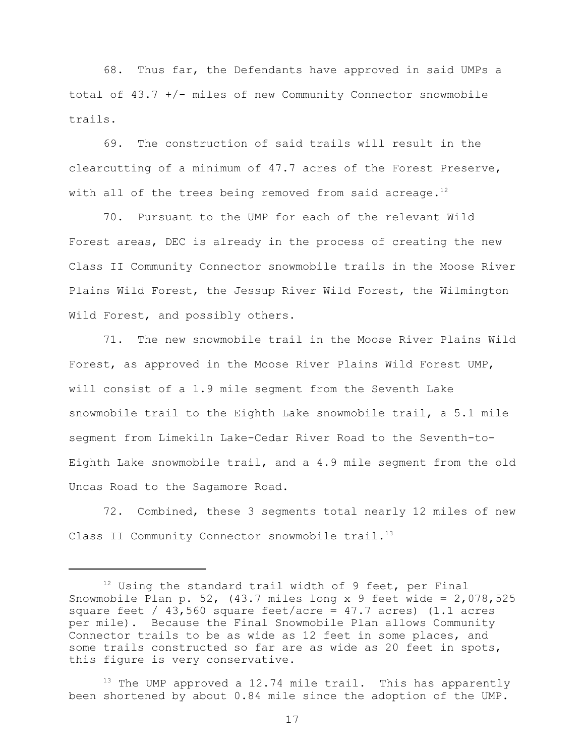68. Thus far, the Defendants have approved in said UMPs a total of 43.7 +/- miles of new Community Connector snowmobile trails.

69. The construction of said trails will result in the clearcutting of a minimum of 47.7 acres of the Forest Preserve, with all of the trees being removed from said acreage.[12]

70. Pursuant to the UMP for each of the relevant Wild Forest areas, DEC is already in the process of creating the new Class II Community Connector snowmobile trails in the Moose River Plains Wild Forest, the Jessup River Wild Forest, the Wilmington Wild Forest, and possibly others.

71. The new snowmobile trail in the Moose River Plains Wild Forest, as approved in the Moose River Plains Wild Forest UMP, will consist of a 1.9 mile segment from the Seventh Lake snowmobile trail to the Eighth Lake snowmobile trail, a 5.1 mile segment from Limekiln Lake-Cedar River Road to the Seventh-to-Eighth Lake snowmobile trail, and a 4.9 mile segment from the old Uncas Road to the Sagamore Road.

72. Combined, these 3 segments total nearly 12 miles of new Class II Community Connector snowmobile trail.[13]

---

[12] Using the standard trail width of 9 feet, per Final Snowmobile Plan p. 52, (43.7 miles long x 9 feet wide = 2,078,525 square feet / 43,560 square feet/acre = 47.7 acres) (1.1 acres per mile). Because the Final Snowmobile Plan allows Community Connector trails to be as wide as 12 feet in some places, and some trails constructed so far are as wide as 20 feet in spots, this figure is very conservative.

[13] The UMP approved a 12.74 mile trail. This has apparently been shortened by about 0.84 mile since the adoption of the UMP.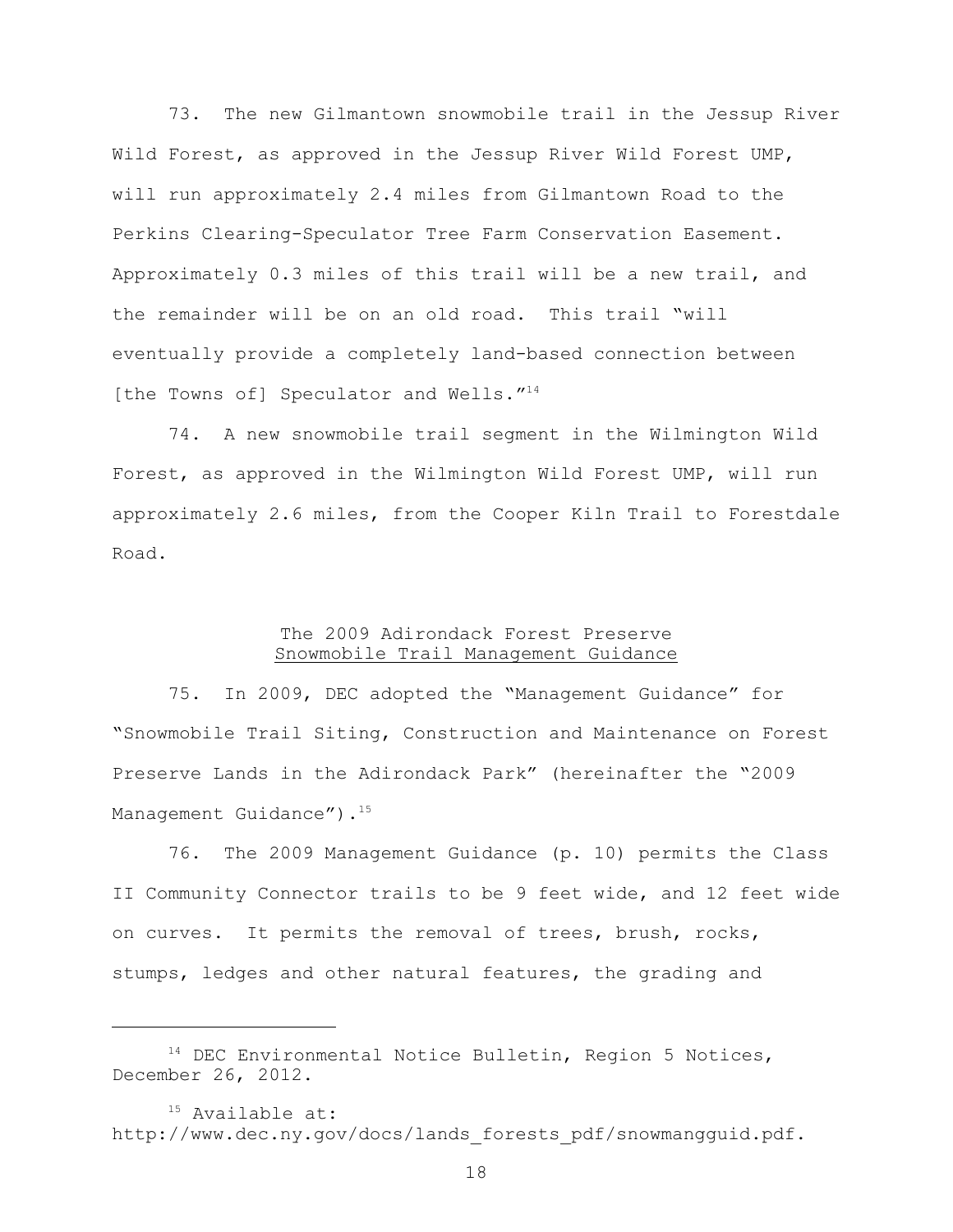73. The new Gilmantown snowmobile trail in the Jessup River Wild Forest, as approved in the Jessup River Wild Forest UMP, will run approximately 2.4 miles from Gilmantown Road to the Perkins Clearing-Speculator Tree Farm Conservation Easement. Approximately 0.3 miles of this trail will be a new trail, and the remainder will be on an old road. This trail "will eventually provide a completely land-based connection between [the Towns of] Speculator and Wells."[14]

74. A new snowmobile trail segment in the Wilmington Wild Forest, as approved in the Wilmington Wild Forest UMP, will run approximately 2.6 miles, from the Cooper Kiln Trail to Forestdale Road.

## The 2009 Adirondack Forest Preserve Snowmobile Trail Management Guidance

75. In 2009, DEC adopted the "Management Guidance" for "Snowmobile Trail Siting, Construction and Maintenance on Forest Preserve Lands in the Adirondack Park" (hereinafter the "2009 Management Guidance").[15]

76. The 2009 Management Guidance (p. 10) permits the Class II Community Connector trails to be 9 feet wide, and 12 feet wide on curves. It permits the removal of trees, brush, rocks, stumps, ledges and other natural features, the grading and

---

[14] DEC Environmental Notice Bulletin, Region 5 Notices, December 26, 2012.

[15] Available at: http://www.dec.ny.gov/docs/lands_forests_pdf/snowmangguid.pdf.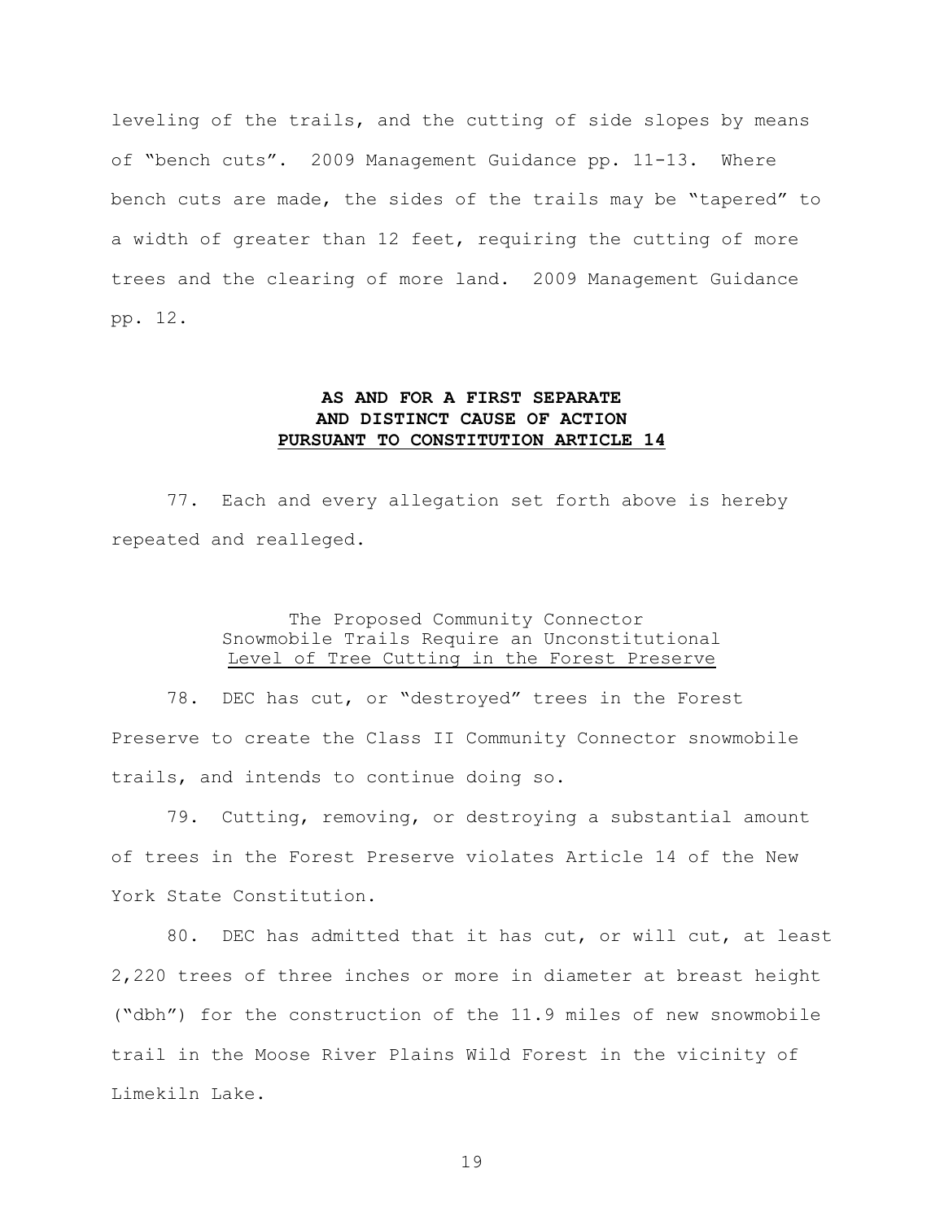leveling of the trails, and the cutting of side slopes by means of "bench cuts". 2009 Management Guidance pp. 11-13. Where bench cuts are made, the sides of the trails may be "tapered" to a width of greater than 12 feet, requiring the cutting of more trees and the clearing of more land. 2009 Management Guidance pp. 12.

## AS AND FOR A FIRST SEPARATE AND DISTINCT CAUSE OF ACTION PURSUANT TO CONSTITUTION ARTICLE 14

77. Each and every allegation set forth above is hereby repeated and realleged.

### The Proposed Community Connector Snowmobile Trails Require an Unconstitutional Level of Tree Cutting in the Forest Preserve

78. DEC has cut, or "destroyed" trees in the Forest Preserve to create the Class II Community Connector snowmobile trails, and intends to continue doing so.

79. Cutting, removing, or destroying a substantial amount of trees in the Forest Preserve violates Article 14 of the New York State Constitution.

80. DEC has admitted that it has cut, or will cut, at least 2,220 trees of three inches or more in diameter at breast height ("dbh") for the construction of the 11.9 miles of new snowmobile trail in the Moose River Plains Wild Forest in the vicinity of Limekiln Lake.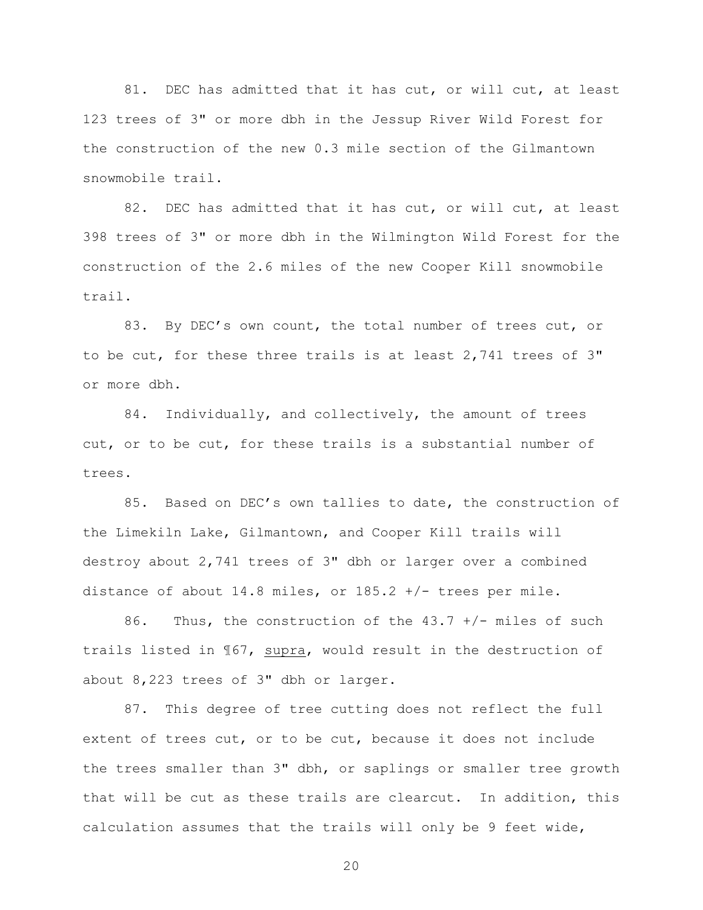81. DEC has admitted that it has cut, or will cut, at least 123 trees of 3" or more dbh in the Jessup River Wild Forest for the construction of the new 0.3 mile section of the Gilmantown snowmobile trail.

82. DEC has admitted that it has cut, or will cut, at least 398 trees of 3" or more dbh in the Wilmington Wild Forest for the construction of the 2.6 miles of the new Cooper Kill snowmobile trail.

83. By DEC's own count, the total number of trees cut, or to be cut, for these three trails is at least 2,741 trees of 3" or more dbh.

84. Individually, and collectively, the amount of trees cut, or to be cut, for these trails is a substantial number of trees.

85. Based on DEC's own tallies to date, the construction of the Limekiln Lake, Gilmantown, and Cooper Kill trails will destroy about 2,741 trees of 3" dbh or larger over a combined distance of about 14.8 miles, or 185.2 +/- trees per mile.

86. Thus, the construction of the 43.7 +/- miles of such trails listed in ¶67, <u>supra</u>, would result in the destruction of about 8,223 trees of 3" dbh or larger.

87. This degree of tree cutting does not reflect the full extent of trees cut, or to be cut, because it does not include the trees smaller than 3" dbh, or saplings or smaller tree growth that will be cut as these trails are clearcut. In addition, this calculation assumes that the trails will only be 9 feet wide,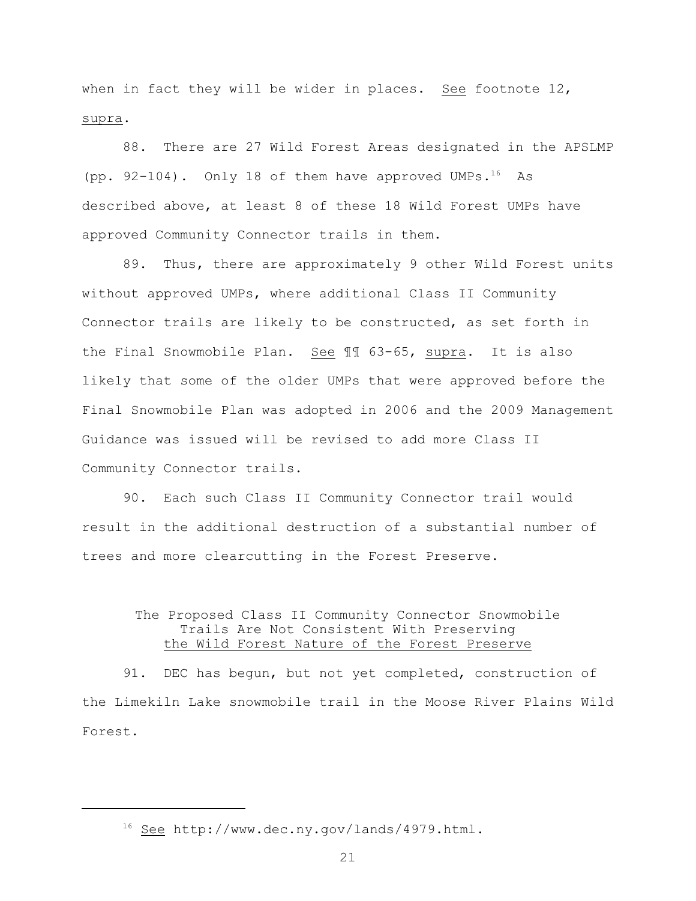when in fact they will be wider in places. See footnote 12, supra.

88. There are 27 Wild Forest Areas designated in the APSLMP (pp. 92-104). Only 18 of them have approved UMPs.[16] As described above, at least 8 of these 18 Wild Forest UMPs have approved Community Connector trails in them.

89. Thus, there are approximately 9 other Wild Forest units without approved UMPs, where additional Class II Community Connector trails are likely to be constructed, as set forth in the Final Snowmobile Plan. See ¶¶ 63-65, supra. It is also likely that some of the older UMPs that were approved before the Final Snowmobile Plan was adopted in 2006 and the 2009 Management Guidance was issued will be revised to add more Class II Community Connector trails.

90. Each such Class II Community Connector trail would result in the additional destruction of a substantial number of trees and more clearcutting in the Forest Preserve.

## The Proposed Class II Community Connector Snowmobile Trails Are Not Consistent With Preserving the Wild Forest Nature of the Forest Preserve

91. DEC has begun, but not yet completed, construction of the Limekiln Lake snowmobile trail in the Moose River Plains Wild Forest.

---

[16] See http://www.dec.ny.gov/lands/4979.html.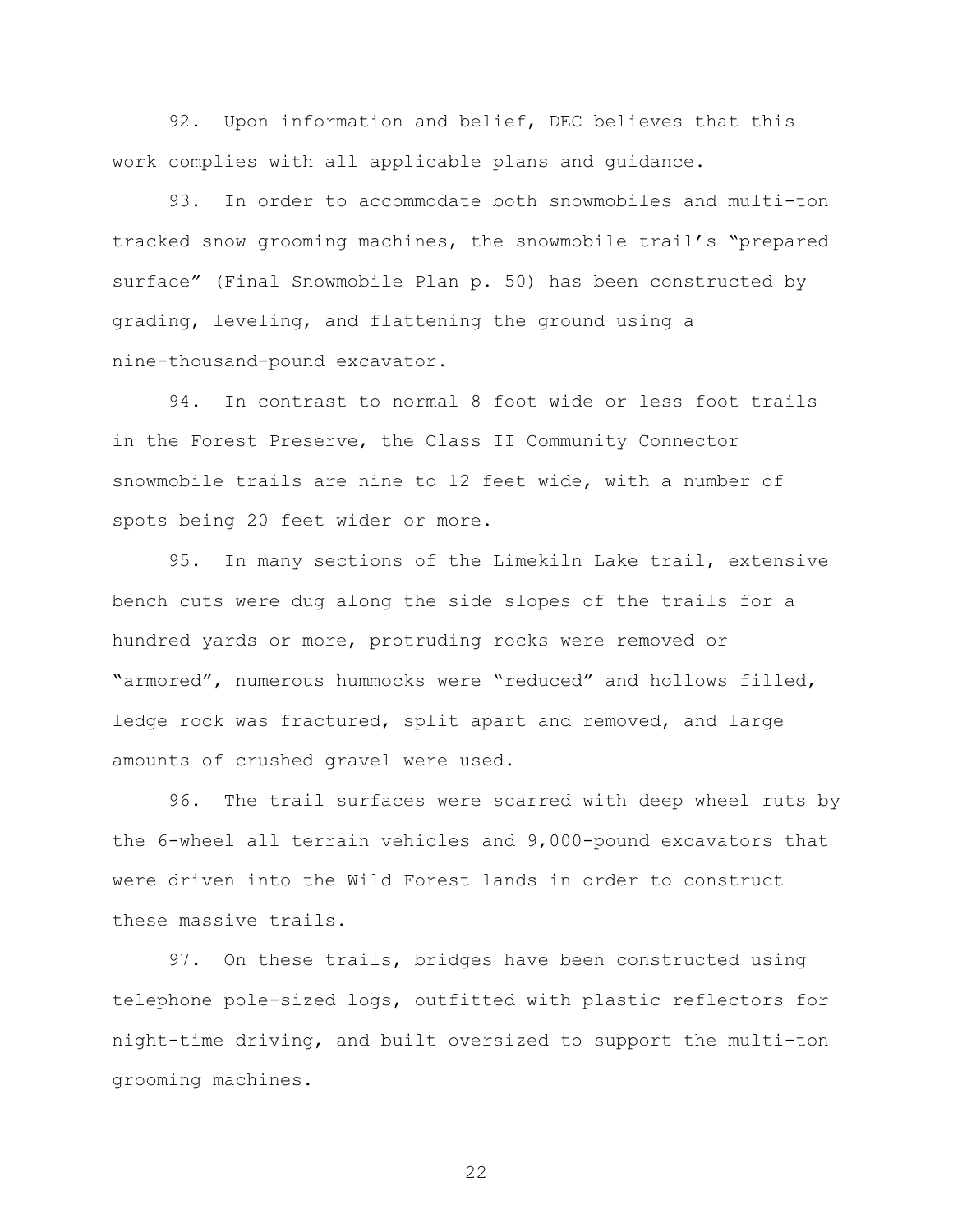92. Upon information and belief, DEC believes that this work complies with all applicable plans and guidance.

93. In order to accommodate both snowmobiles and multi-ton tracked snow grooming machines, the snowmobile trail's "prepared surface" (Final Snowmobile Plan p. 50) has been constructed by grading, leveling, and flattening the ground using a nine-thousand-pound excavator.

94. In contrast to normal 8 foot wide or less foot trails in the Forest Preserve, the Class II Community Connector snowmobile trails are nine to 12 feet wide, with a number of spots being 20 feet wider or more.

95. In many sections of the Limekiln Lake trail, extensive bench cuts were dug along the side slopes of the trails for a hundred yards or more, protruding rocks were removed or "armored", numerous hummocks were "reduced" and hollows filled, ledge rock was fractured, split apart and removed, and large amounts of crushed gravel were used.

96. The trail surfaces were scarred with deep wheel ruts by the 6-wheel all terrain vehicles and 9,000-pound excavators that were driven into the Wild Forest lands in order to construct these massive trails.

97. On these trails, bridges have been constructed using telephone pole-sized logs, outfitted with plastic reflectors for night-time driving, and built oversized to support the multi-ton grooming machines.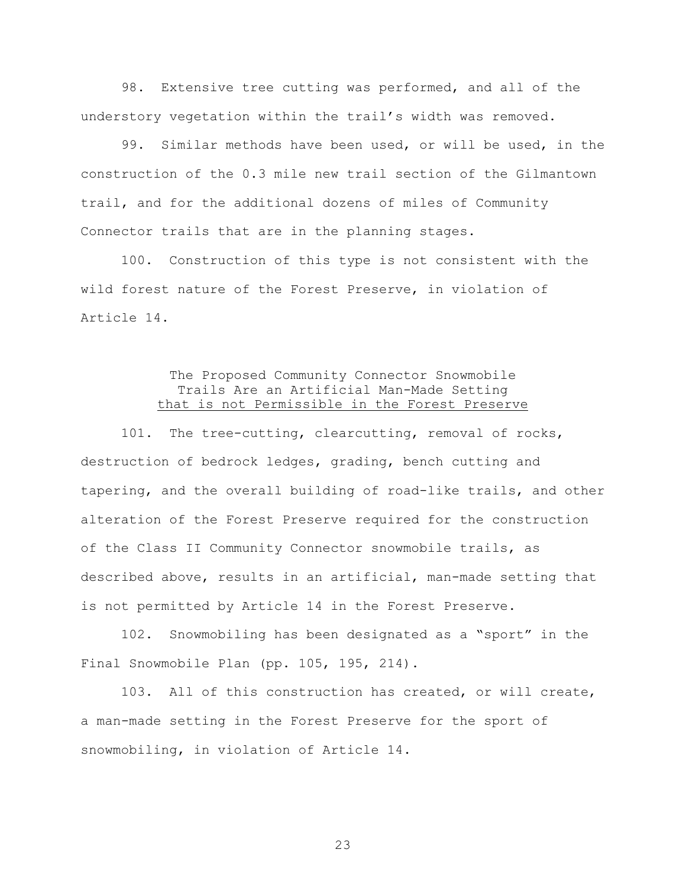98. Extensive tree cutting was performed, and all of the understory vegetation within the trail's width was removed.

99. Similar methods have been used, or will be used, in the construction of the 0.3 mile new trail section of the Gilmantown trail, and for the additional dozens of miles of Community Connector trails that are in the planning stages.

100. Construction of this type is not consistent with the wild forest nature of the Forest Preserve, in violation of Article 14.

### The Proposed Community Connector Snowmobile Trails Are an Artificial Man-Made Setting that is not Permissible in the Forest Preserve

101. The tree-cutting, clearcutting, removal of rocks, destruction of bedrock ledges, grading, bench cutting and tapering, and the overall building of road-like trails, and other alteration of the Forest Preserve required for the construction of the Class II Community Connector snowmobile trails, as described above, results in an artificial, man-made setting that is not permitted by Article 14 in the Forest Preserve.

102. Snowmobiling has been designated as a "sport" in the Final Snowmobile Plan (pp. 105, 195, 214).

103. All of this construction has created, or will create, a man-made setting in the Forest Preserve for the sport of snowmobiling, in violation of Article 14.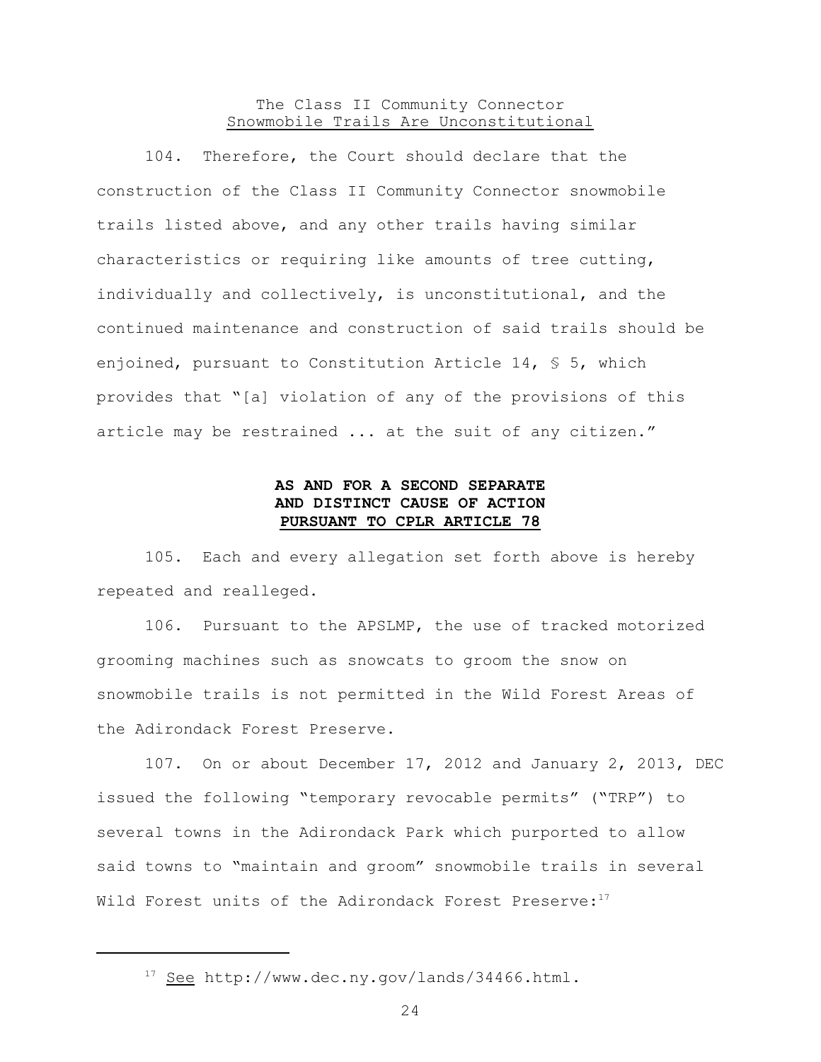The Class II Community Connector
Snowmobile Trails Are Unconstitutional

104. Therefore, the Court should declare that the construction of the Class II Community Connector snowmobile trails listed above, and any other trails having similar characteristics or requiring like amounts of tree cutting, individually and collectively, is unconstitutional, and the continued maintenance and construction of said trails should be enjoined, pursuant to Constitution Article 14, § 5, which provides that "[a] violation of any of the provisions of this article may be restrained ... at the suit of any citizen."

**AS AND FOR A SECOND SEPARATE AND DISTINCT CAUSE OF ACTION PURSUANT TO CPLR ARTICLE 78**

105. Each and every allegation set forth above is hereby repeated and realleged.

106. Pursuant to the APSLMP, the use of tracked motorized grooming machines such as snowcats to groom the snow on snowmobile trails is not permitted in the Wild Forest Areas of the Adirondack Forest Preserve.

107. On or about December 17, 2012 and January 2, 2013, DEC issued the following "temporary revocable permits" ("TRP") to several towns in the Adirondack Park which purported to allow said towns to "maintain and groom" snowmobile trails in several Wild Forest units of the Adirondack Forest Preserve:[17]

---

[17] See http://www.dec.ny.gov/lands/34466.html.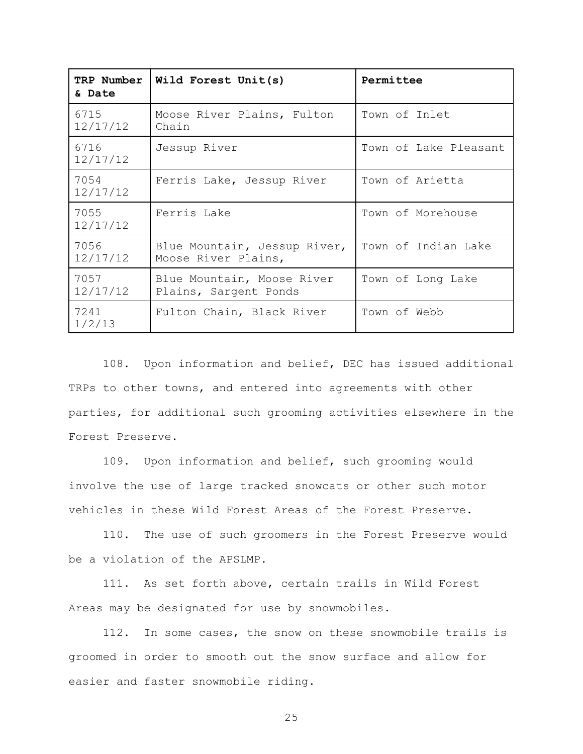| TRP Number & Date | Wild Forest Unit(s) | Permittee |
|---|---|---|
| 6715 12/17/12 | Moose River Plains, Fulton Chain | Town of Inlet |
| 6716 12/17/12 | Jessup River | Town of Lake Pleasant |
| 7054 12/17/12 | Ferris Lake, Jessup River | Town of Arietta |
| 7055 12/17/12 | Ferris Lake | Town of Morehouse |
| 7056 12/17/12 | Blue Mountain, Jessup River, Moose River Plains, | Town of Indian Lake |
| 7057 12/17/12 | Blue Mountain, Moose River Plains, Sargent Ponds | Town of Long Lake |
| 7241 1/2/13 | Fulton Chain, Black River | Town of Webb |

108. Upon information and belief, DEC has issued additional TRPs to other towns, and entered into agreements with other parties, for additional such grooming activities elsewhere in the Forest Preserve.

109. Upon information and belief, such grooming would involve the use of large tracked snowcats or other such motor vehicles in these Wild Forest Areas of the Forest Preserve.

110. The use of such groomers in the Forest Preserve would be a violation of the APSLMP.

111. As set forth above, certain trails in Wild Forest Areas may be designated for use by snowmobiles.

112. In some cases, the snow on these snowmobile trails is groomed in order to smooth out the snow surface and allow for easier and faster snowmobile riding.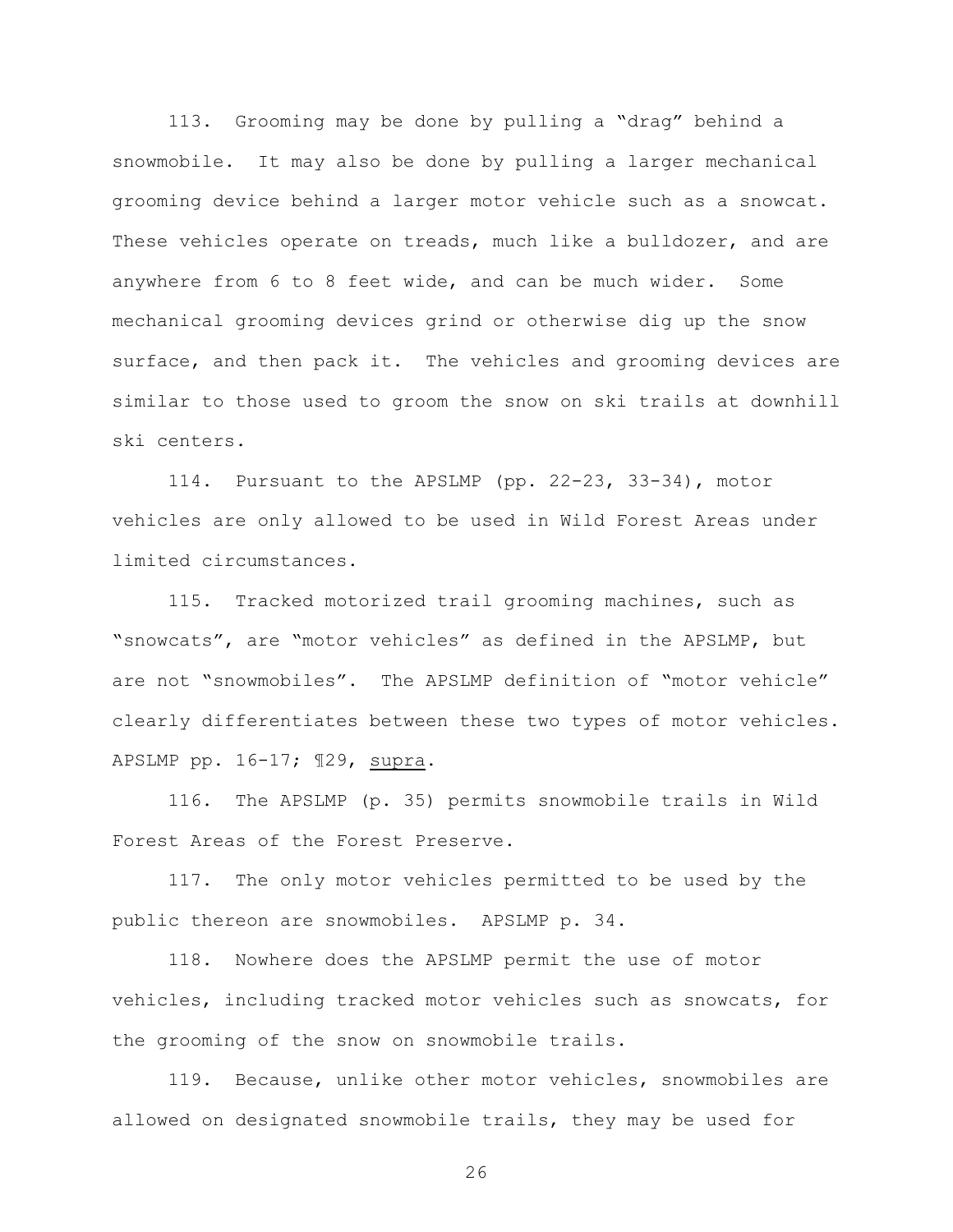113. Grooming may be done by pulling a "drag" behind a snowmobile. It may also be done by pulling a larger mechanical grooming device behind a larger motor vehicle such as a snowcat. These vehicles operate on treads, much like a bulldozer, and are anywhere from 6 to 8 feet wide, and can be much wider. Some mechanical grooming devices grind or otherwise dig up the snow surface, and then pack it. The vehicles and grooming devices are similar to those used to groom the snow on ski trails at downhill ski centers.

114. Pursuant to the APSLMP (pp. 22-23, 33-34), motor vehicles are only allowed to be used in Wild Forest Areas under limited circumstances.

115. Tracked motorized trail grooming machines, such as "snowcats", are "motor vehicles" as defined in the APSLMP, but are not "snowmobiles". The APSLMP definition of "motor vehicle" clearly differentiates between these two types of motor vehicles. APSLMP pp. 16-17; ¶29, <u>supra</u>.

116. The APSLMP (p. 35) permits snowmobile trails in Wild Forest Areas of the Forest Preserve.

117. The only motor vehicles permitted to be used by the public thereon are snowmobiles. APSLMP p. 34.

118. Nowhere does the APSLMP permit the use of motor vehicles, including tracked motor vehicles such as snowcats, for the grooming of the snow on snowmobile trails.

119. Because, unlike other motor vehicles, snowmobiles are allowed on designated snowmobile trails, they may be used for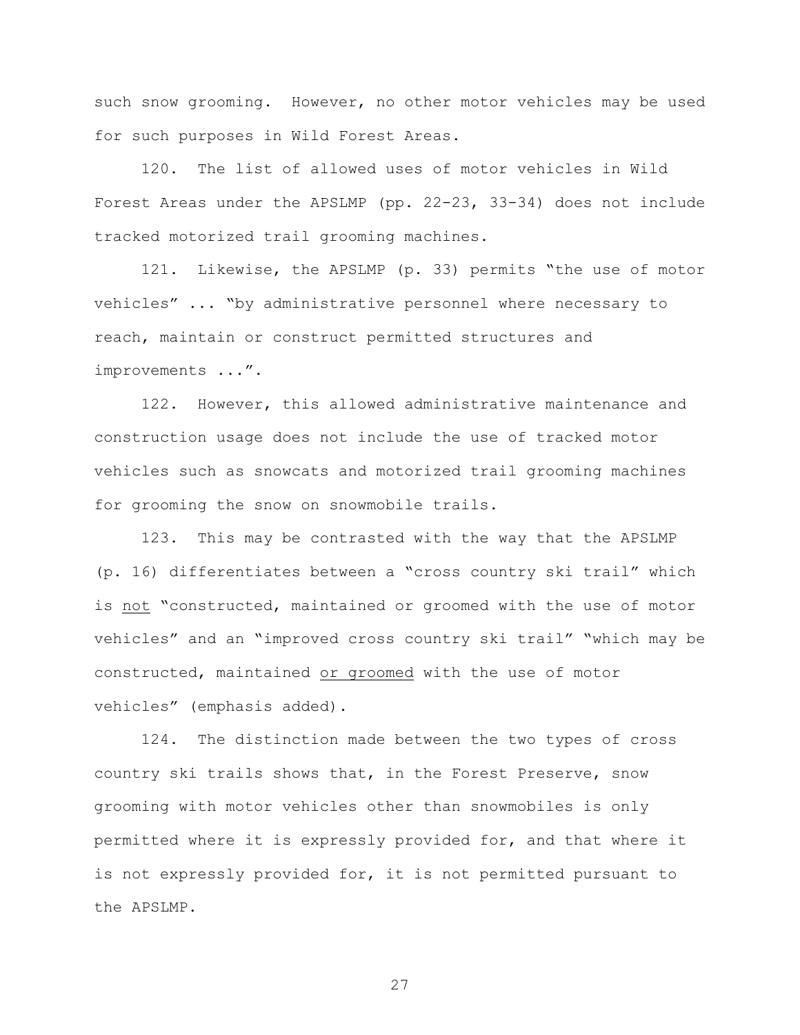such snow grooming. However, no other motor vehicles may be used for such purposes in Wild Forest Areas.

120. The list of allowed uses of motor vehicles in Wild Forest Areas under the APSLMP (pp. 22-23, 33-34) does not include tracked motorized trail grooming machines.

121. Likewise, the APSLMP (p. 33) permits "the use of motor vehicles" ... "by administrative personnel where necessary to reach, maintain or construct permitted structures and improvements ...".

122. However, this allowed administrative maintenance and construction usage does not include the use of tracked motor vehicles such as snowcats and motorized trail grooming machines for grooming the snow on snowmobile trails.

123. This may be contrasted with the way that the APSLMP (p. 16) differentiates between a "cross country ski trail" which is <u>not</u> "constructed, maintained or groomed with the use of motor vehicles" and an "improved cross country ski trail" "which may be constructed, maintained <u>or groomed</u> with the use of motor vehicles" (emphasis added).

124. The distinction made between the two types of cross country ski trails shows that, in the Forest Preserve, snow grooming with motor vehicles other than snowmobiles is only permitted where it is expressly provided for, and that where it is not expressly provided for, it is not permitted pursuant to the APSLMP.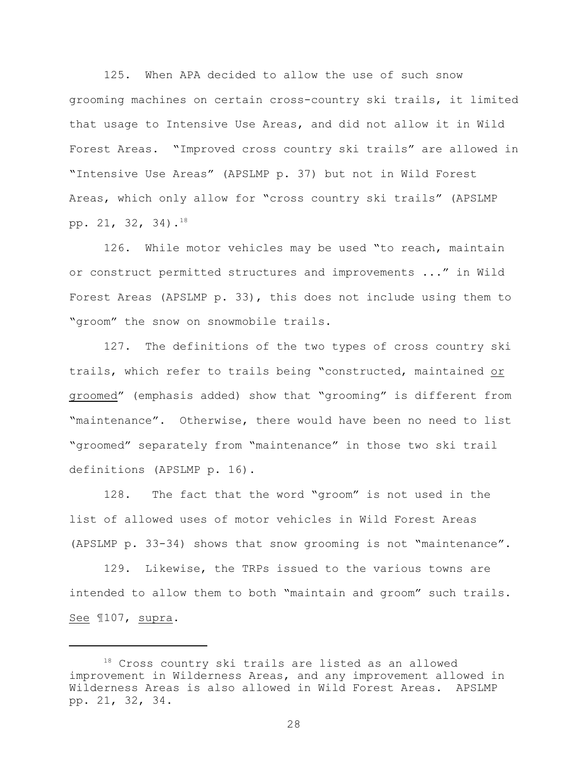125. When APA decided to allow the use of such snow grooming machines on certain cross-country ski trails, it limited that usage to Intensive Use Areas, and did not allow it in Wild Forest Areas. "Improved cross country ski trails" are allowed in "Intensive Use Areas" (APSLMP p. 37) but not in Wild Forest Areas, which only allow for "cross country ski trails" (APSLMP pp. 21, 32, 34).[18]

126. While motor vehicles may be used "to reach, maintain or construct permitted structures and improvements ..." in Wild Forest Areas (APSLMP p. 33), this does not include using them to "groom" the snow on snowmobile trails.

127. The definitions of the two types of cross country ski trails, which refer to trails being "constructed, maintained <u>or groomed</u>" (emphasis added) show that "grooming" is different from "maintenance". Otherwise, there would have been no need to list "groomed" separately from "maintenance" in those two ski trail definitions (APSLMP p. 16).

128. The fact that the word "groom" is not used in the list of allowed uses of motor vehicles in Wild Forest Areas (APSLMP p. 33-34) shows that snow grooming is not "maintenance".

129. Likewise, the TRPs issued to the various towns are intended to allow them to both "maintain and groom" such trails. <u>See</u> ¶107, <u>supra</u>.

---

[18] Cross country ski trails are listed as an allowed improvement in Wilderness Areas, and any improvement allowed in Wilderness Areas is also allowed in Wild Forest Areas. APSLMP pp. 21, 32, 34.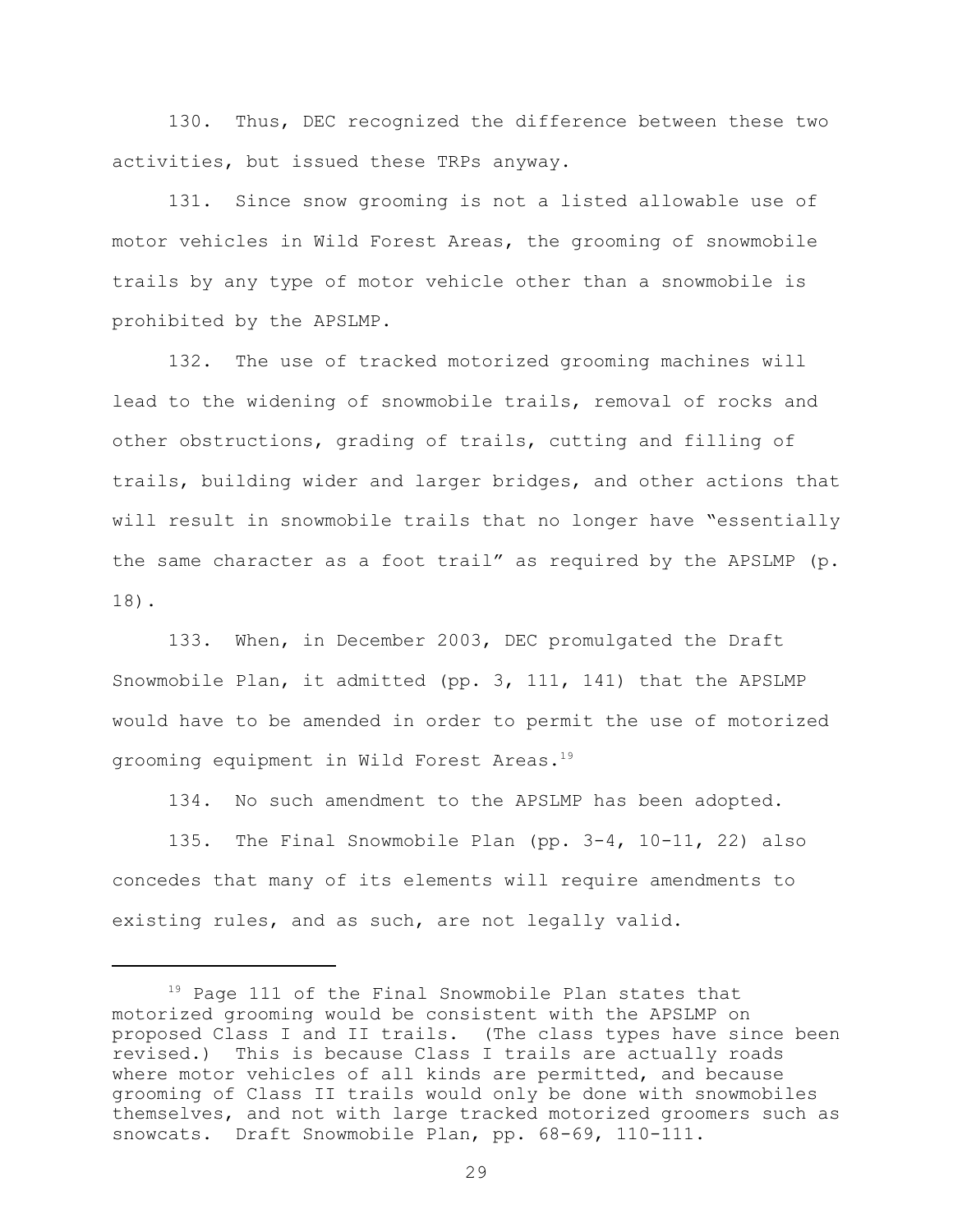130. Thus, DEC recognized the difference between these two activities, but issued these TRPs anyway.

131. Since snow grooming is not a listed allowable use of motor vehicles in Wild Forest Areas, the grooming of snowmobile trails by any type of motor vehicle other than a snowmobile is prohibited by the APSLMP.

132. The use of tracked motorized grooming machines will lead to the widening of snowmobile trails, removal of rocks and other obstructions, grading of trails, cutting and filling of trails, building wider and larger bridges, and other actions that will result in snowmobile trails that no longer have "essentially the same character as a foot trail" as required by the APSLMP (p. 18).

133. When, in December 2003, DEC promulgated the Draft Snowmobile Plan, it admitted (pp. 3, 111, 141) that the APSLMP would have to be amended in order to permit the use of motorized grooming equipment in Wild Forest Areas.[19]

134. No such amendment to the APSLMP has been adopted.

135. The Final Snowmobile Plan (pp. 3-4, 10-11, 22) also concedes that many of its elements will require amendments to existing rules, and as such, are not legally valid.

---

[19] Page 111 of the Final Snowmobile Plan states that motorized grooming would be consistent with the APSLMP on proposed Class I and II trails. (The class types have since been revised.) This is because Class I trails are actually roads where motor vehicles of all kinds are permitted, and because grooming of Class II trails would only be done with snowmobiles themselves, and not with large tracked motorized groomers such as snowcats. Draft Snowmobile Plan, pp. 68-69, 110-111.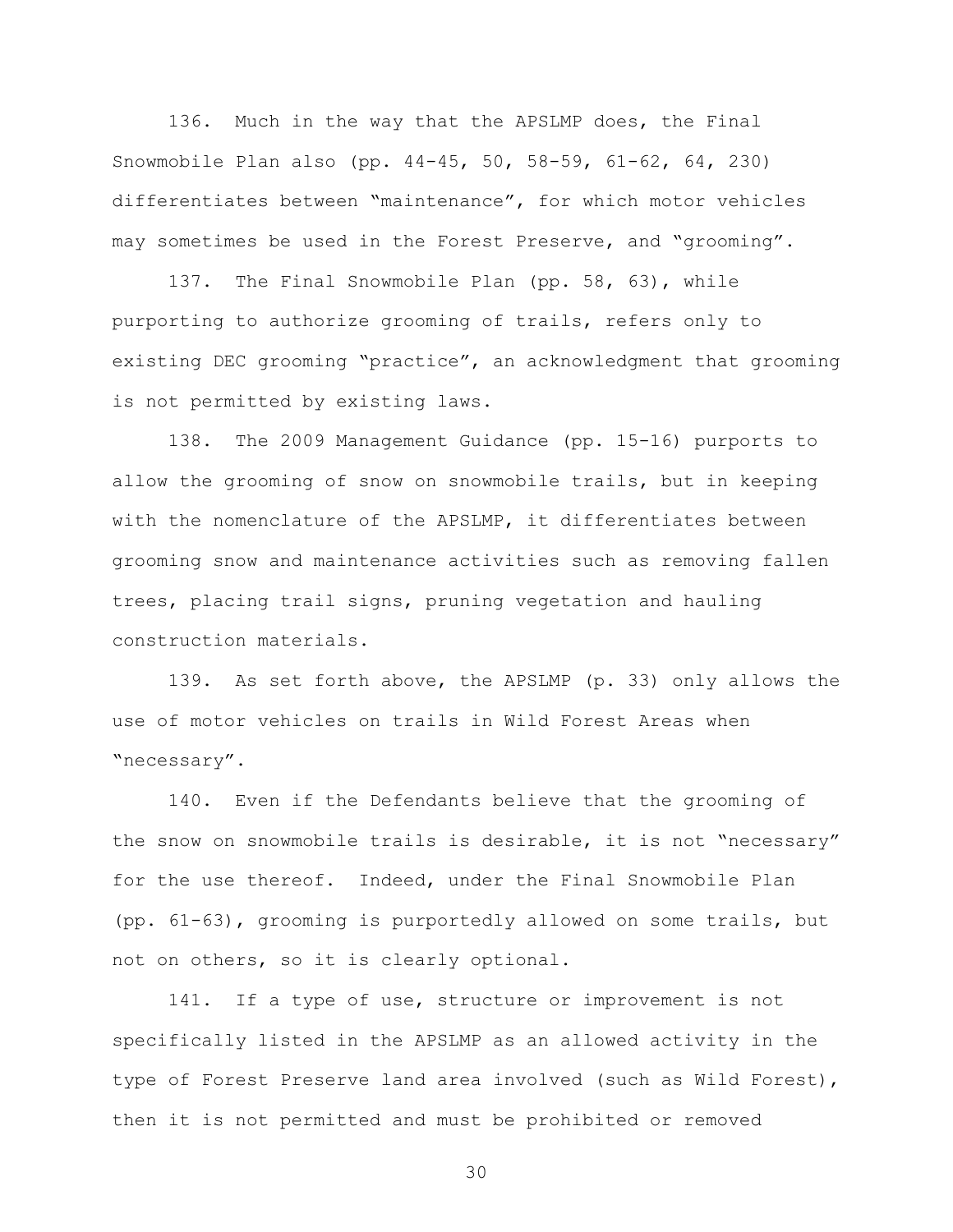136. Much in the way that the APSLMP does, the Final Snowmobile Plan also (pp. 44-45, 50, 58-59, 61-62, 64, 230) differentiates between "maintenance", for which motor vehicles may sometimes be used in the Forest Preserve, and "grooming".

137. The Final Snowmobile Plan (pp. 58, 63), while purporting to authorize grooming of trails, refers only to existing DEC grooming "practice", an acknowledgment that grooming is not permitted by existing laws.

138. The 2009 Management Guidance (pp. 15-16) purports to allow the grooming of snow on snowmobile trails, but in keeping with the nomenclature of the APSLMP, it differentiates between grooming snow and maintenance activities such as removing fallen trees, placing trail signs, pruning vegetation and hauling construction materials.

139. As set forth above, the APSLMP (p. 33) only allows the use of motor vehicles on trails in Wild Forest Areas when "necessary".

140. Even if the Defendants believe that the grooming of the snow on snowmobile trails is desirable, it is not "necessary" for the use thereof. Indeed, under the Final Snowmobile Plan (pp. 61-63), grooming is purportedly allowed on some trails, but not on others, so it is clearly optional.

141. If a type of use, structure or improvement is not specifically listed in the APSLMP as an allowed activity in the type of Forest Preserve land area involved (such as Wild Forest), then it is not permitted and must be prohibited or removed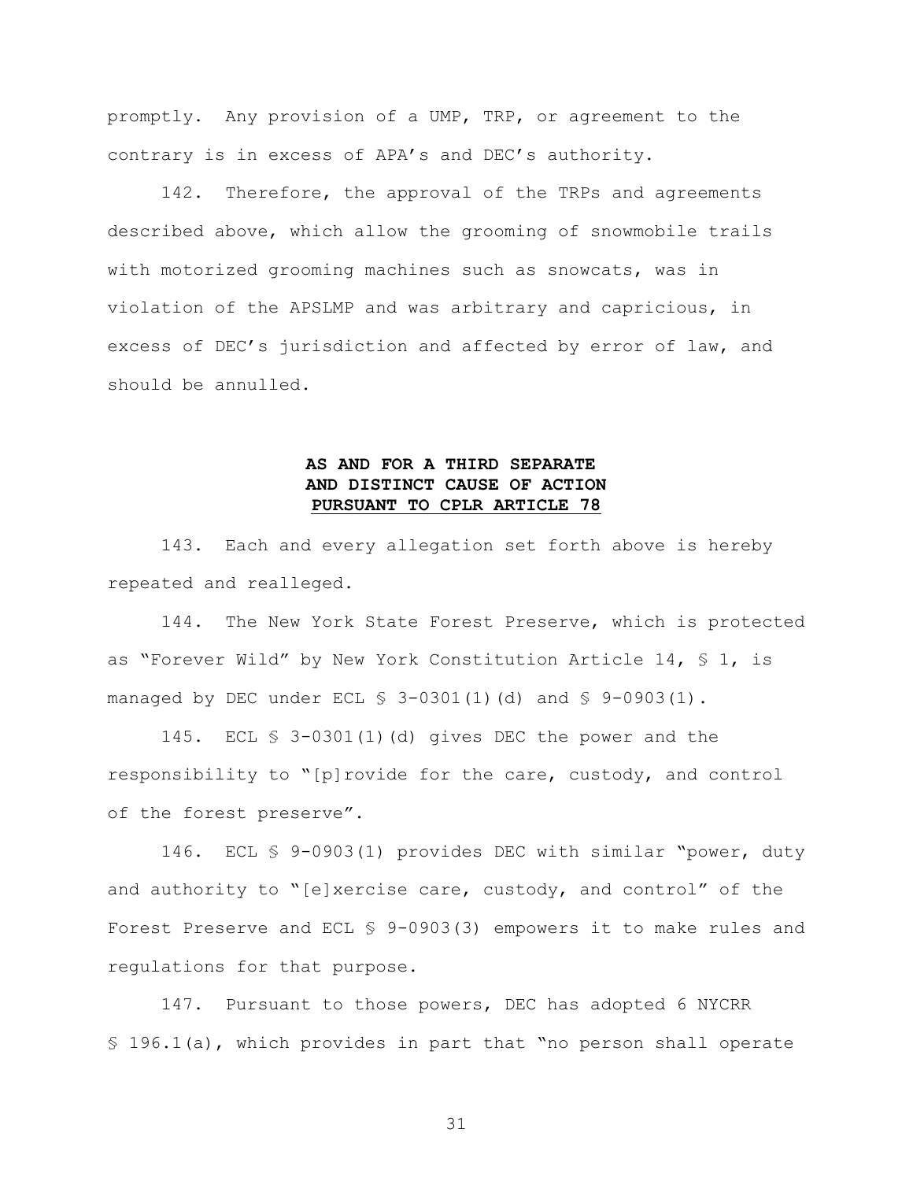promptly. Any provision of a UMP, TRP, or agreement to the contrary is in excess of APA's and DEC's authority.

142. Therefore, the approval of the TRPs and agreements described above, which allow the grooming of snowmobile trails with motorized grooming machines such as snowcats, was in violation of the APSLMP and was arbitrary and capricious, in excess of DEC's jurisdiction and affected by error of law, and should be annulled.

**AS AND FOR A THIRD SEPARATE AND DISTINCT CAUSE OF ACTION <u>PURSUANT TO CPLR ARTICLE 78</u>**

143. Each and every allegation set forth above is hereby repeated and realleged.

144. The New York State Forest Preserve, which is protected as "Forever Wild" by New York Constitution Article 14, § 1, is managed by DEC under ECL § 3-0301(1)(d) and § 9-0903(1).

145. ECL § 3-0301(1)(d) gives DEC the power and the responsibility to "[p]rovide for the care, custody, and control of the forest preserve".

146. ECL § 9-0903(1) provides DEC with similar "power, duty and authority to "[e]xercise care, custody, and control" of the Forest Preserve and ECL § 9-0903(3) empowers it to make rules and regulations for that purpose.

147. Pursuant to those powers, DEC has adopted 6 NYCRR § 196.1(a), which provides in part that "no person shall operate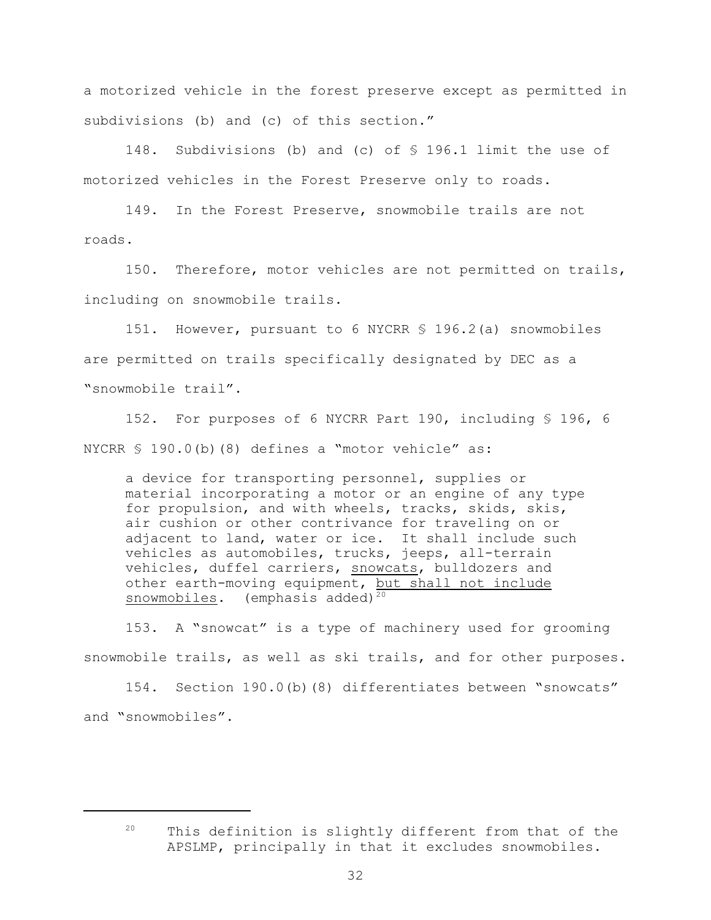a motorized vehicle in the forest preserve except as permitted in subdivisions (b) and (c) of this section."

148. Subdivisions (b) and (c) of § 196.1 limit the use of motorized vehicles in the Forest Preserve only to roads.

149. In the Forest Preserve, snowmobile trails are not roads.

150. Therefore, motor vehicles are not permitted on trails, including on snowmobile trails.

151. However, pursuant to 6 NYCRR § 196.2(a) snowmobiles are permitted on trails specifically designated by DEC as a "snowmobile trail".

152. For purposes of 6 NYCRR Part 190, including § 196, 6 NYCRR § 190.0(b)(8) defines a "motor vehicle" as:

> a device for transporting personnel, supplies or material incorporating a motor or an engine of any type for propulsion, and with wheels, tracks, skids, skis, air cushion or other contrivance for traveling on or adjacent to land, water or ice. It shall include such vehicles as automobiles, trucks, jeeps, all-terrain vehicles, duffel carriers, <u>snowcats</u>, bulldozers and other earth-moving equipment, <u>but shall not include snowmobiles</u>. (emphasis added)[20]

153. A "snowcat" is a type of machinery used for grooming snowmobile trails, as well as ski trails, and for other purposes.

154. Section 190.0(b)(8) differentiates between "snowcats" and "snowmobiles".

---

[20] This definition is slightly different from that of the APSLMP, principally in that it excludes snowmobiles.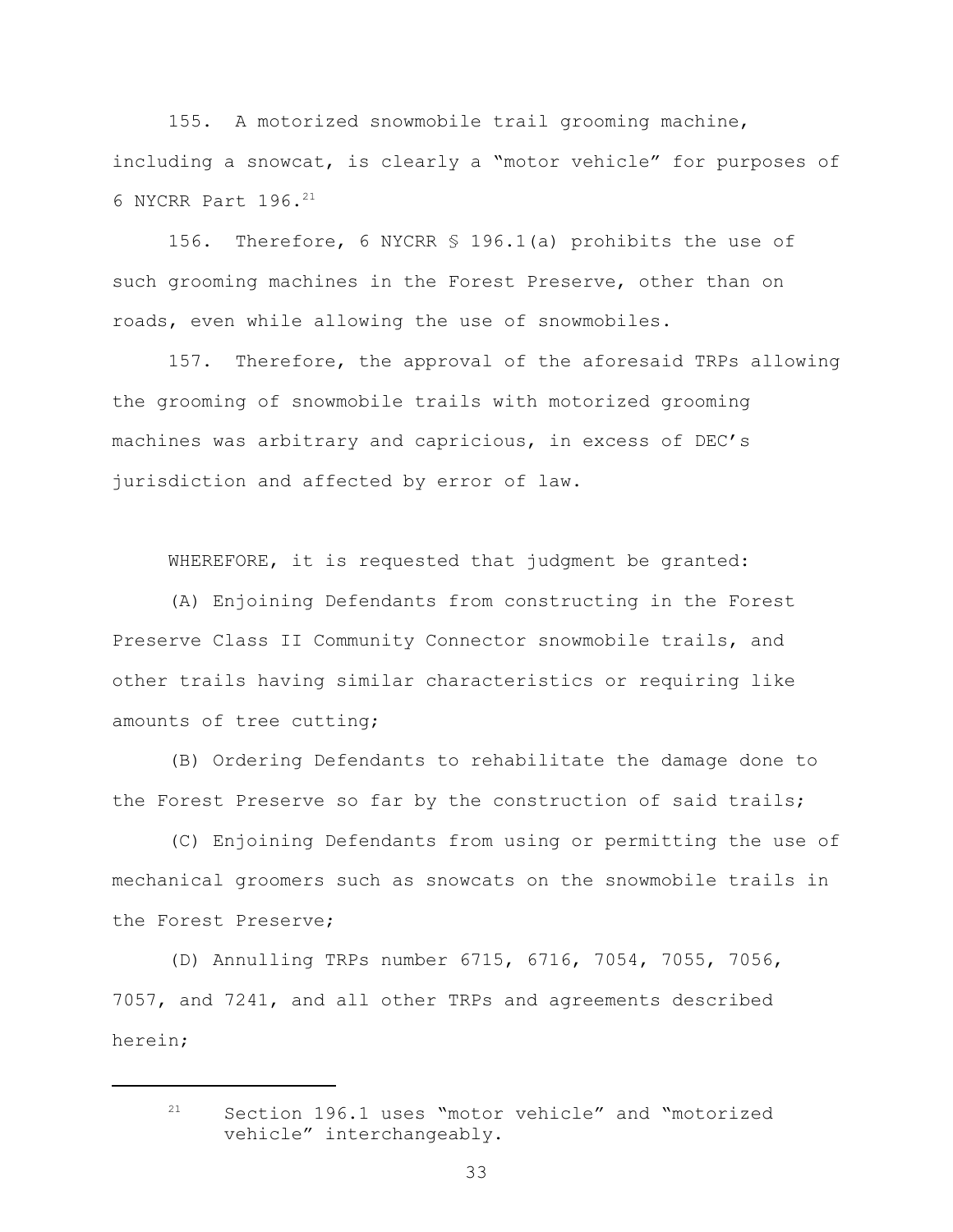155. A motorized snowmobile trail grooming machine, including a snowcat, is clearly a "motor vehicle" for purposes of 6 NYCRR Part 196.[21]

156. Therefore, 6 NYCRR § 196.1(a) prohibits the use of such grooming machines in the Forest Preserve, other than on roads, even while allowing the use of snowmobiles.

157. Therefore, the approval of the aforesaid TRPs allowing the grooming of snowmobile trails with motorized grooming machines was arbitrary and capricious, in excess of DEC's jurisdiction and affected by error of law.

WHEREFORE, it is requested that judgment be granted:

(A) Enjoining Defendants from constructing in the Forest Preserve Class II Community Connector snowmobile trails, and other trails having similar characteristics or requiring like amounts of tree cutting;

(B) Ordering Defendants to rehabilitate the damage done to the Forest Preserve so far by the construction of said trails;

(C) Enjoining Defendants from using or permitting the use of mechanical groomers such as snowcats on the snowmobile trails in the Forest Preserve;

(D) Annulling TRPs number 6715, 6716, 7054, 7055, 7056, 7057, and 7241, and all other TRPs and agreements described herein;

---

[21] Section 196.1 uses "motor vehicle" and "motorized vehicle" interchangeably.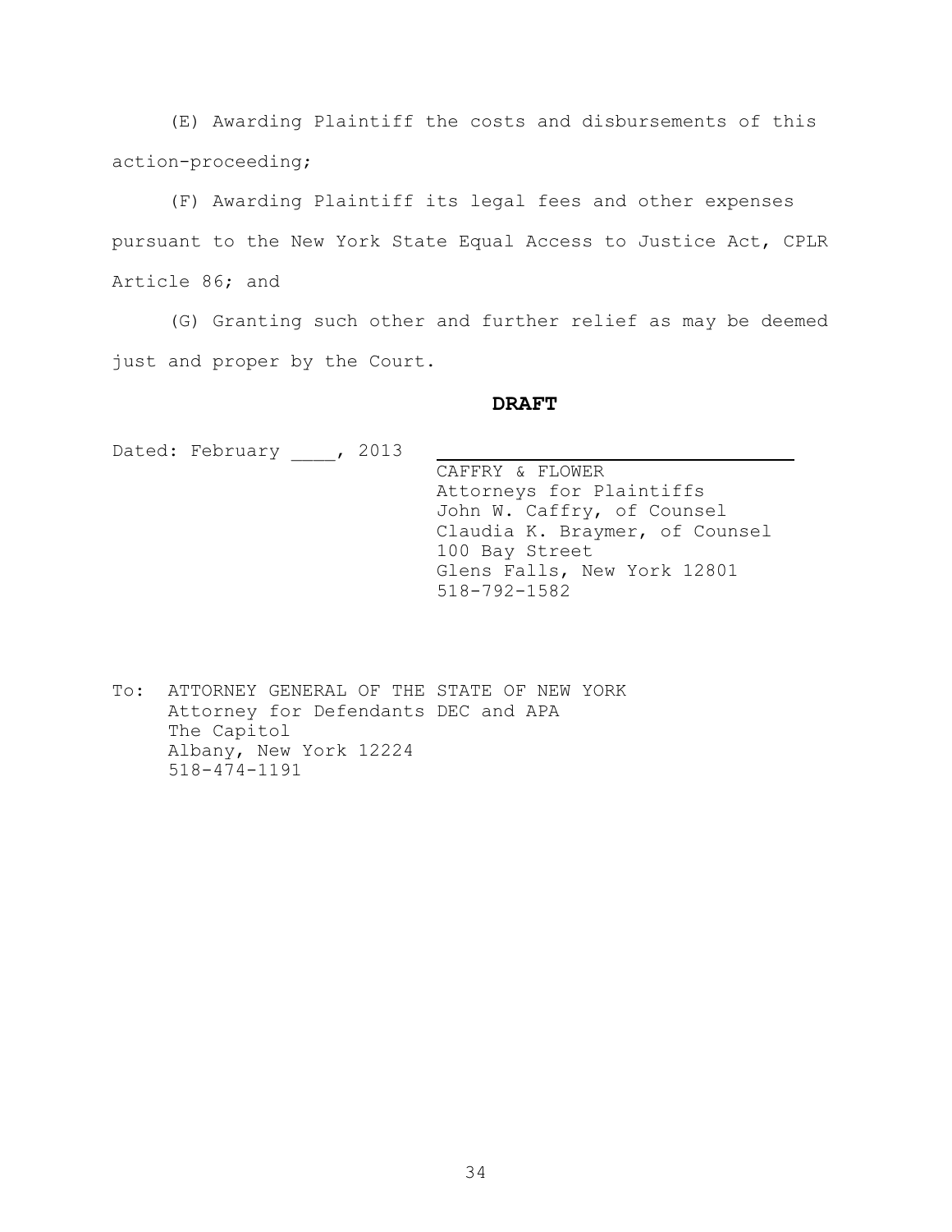(E) Awarding Plaintiff the costs and disbursements of this action-proceeding;

(F) Awarding Plaintiff its legal fees and other expenses pursuant to the New York State Equal Access to Justice Act, CPLR Article 86; and

(G) Granting such other and further relief as may be deemed just and proper by the Court.

**DRAFT**

Dated: February ____, 2013

CAFFRY & FLOWER
Attorneys for Plaintiffs
John W. Caffry, of Counsel
Claudia K. Braymer, of Counsel
100 Bay Street
Glens Falls, New York 12801
518-792-1582

To: ATTORNEY GENERAL OF THE STATE OF NEW YORK
Attorney for Defendants DEC and APA
The Capitol
Albany, New York 12224
518-474-1191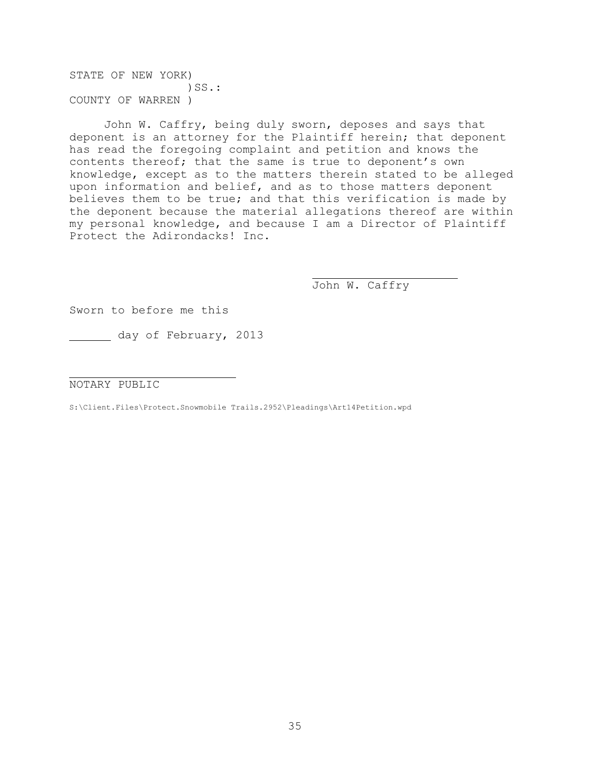STATE OF NEW YORK)
)SS.:
COUNTY OF WARREN )

John W. Caffry, being duly sworn, deposes and says that deponent is an attorney for the Plaintiff herein; that deponent has read the foregoing complaint and petition and knows the contents thereof; that the same is true to deponent's own knowledge, except as to the matters therein stated to be alleged upon information and belief, and as to those matters deponent believes them to be true; and that this verification is made by the deponent because the material allegations thereof are within my personal knowledge, and because I am a Director of Plaintiff Protect the Adirondacks! Inc.

\_\_\_\_\_\_\_\_\_\_\_\_\_\_\_\_\_\_\_\_\_\_
John W. Caffry

Sworn to before me this

\_\_\_\_\_\_ day of February, 2013

\_\_\_\_\_\_\_\_\_\_\_\_\_\_\_\_\_\_\_\_\_\_\_\_\_\_
NOTARY PUBLIC

S:\Client.Files\Protect.Snowmobile Trails.2952\Pleadings\Art14Petition.wpd